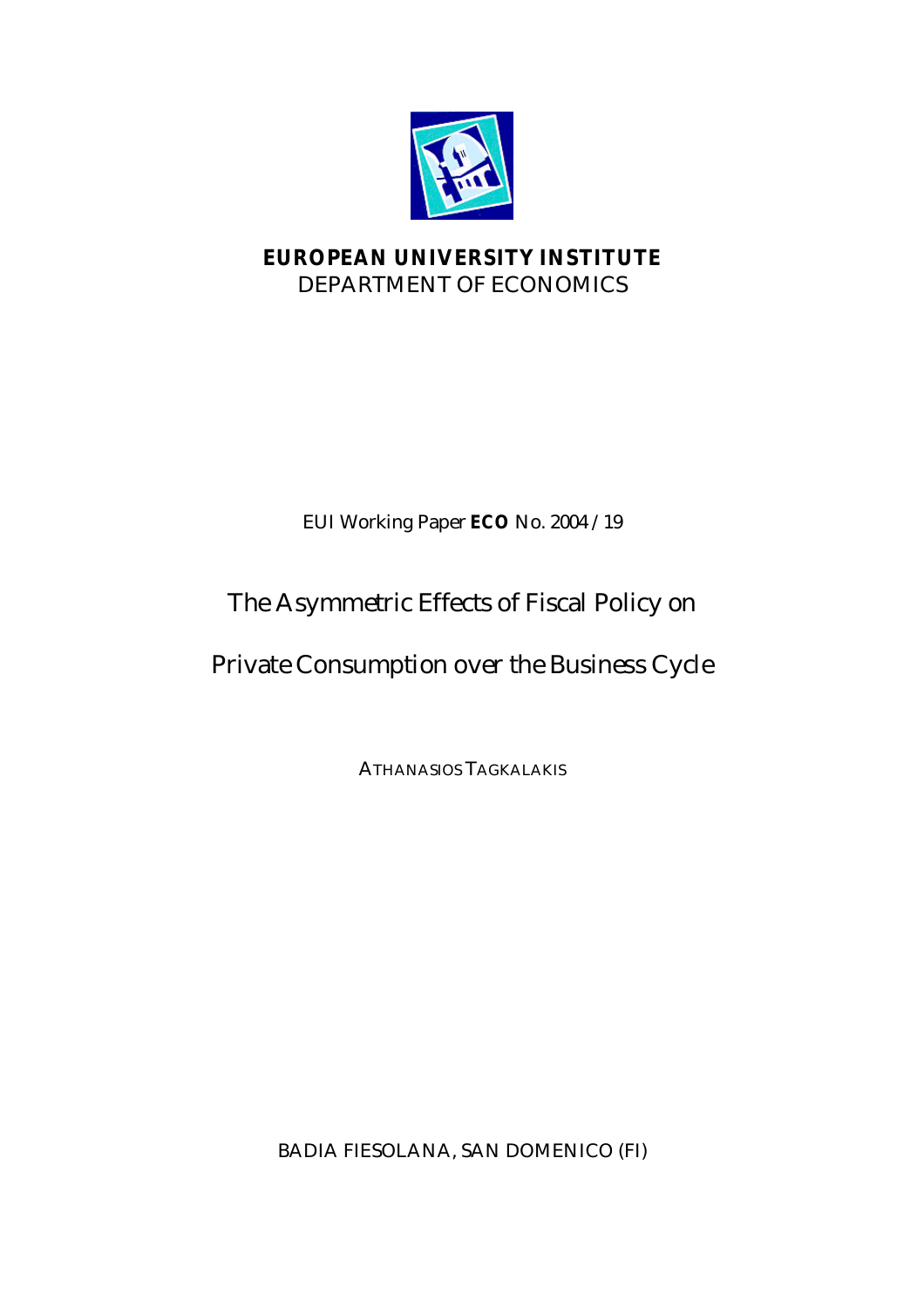**EUROPEAN UNIVERSITY INSTITUTE**
DEPARTMENT OF ECONOMICS

EUI Working Paper **ECO** No. 2004 /19

# The Asymmetric Effects of Fiscal Policy on Private Consumption over the Business Cycle

ATHANASIOS TAGKALAKIS

BADIA FIESOLANA, SAN DOMENICO (FI)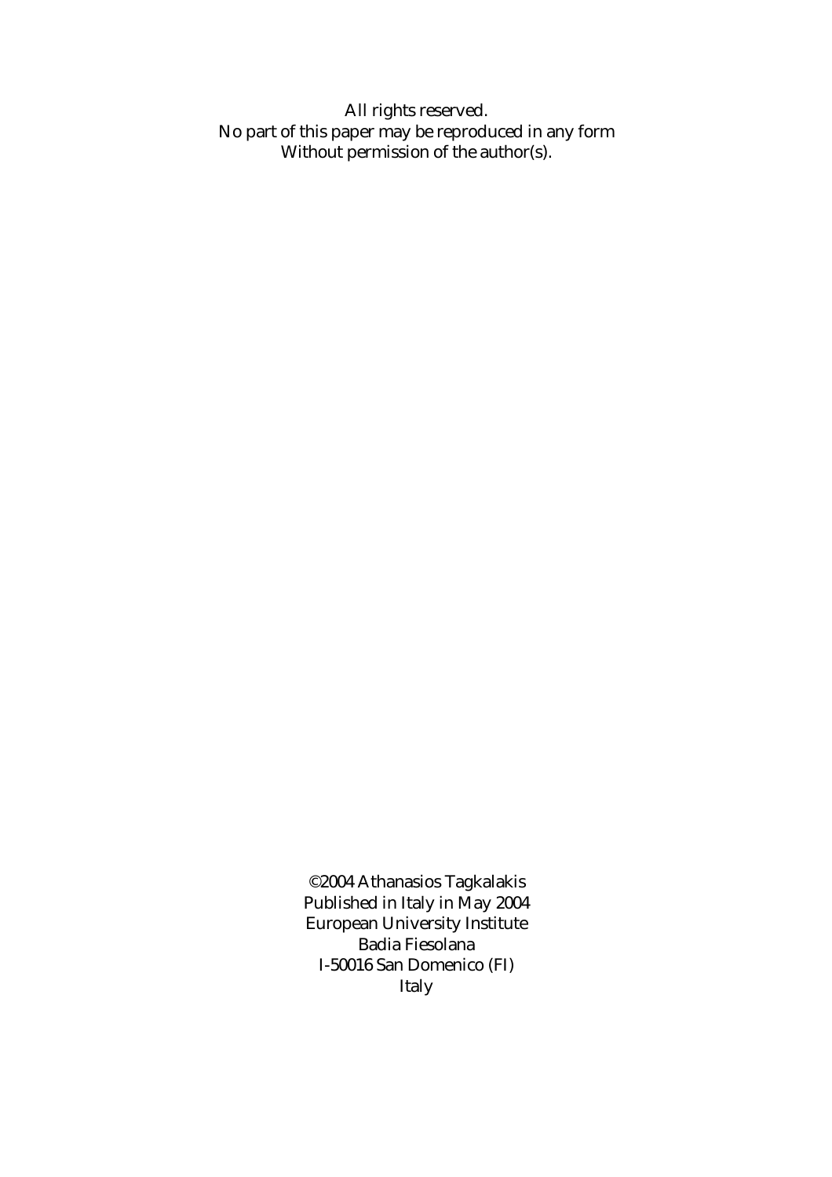All rights reserved.
No part of this paper may be reproduced in any form
Without permission of the author(s).

©2004 Athanasios Tagkalakis
Published in Italy in May 2004
European University Institute
Badia Fiesolana
I-50016 San Domenico (FI)
Italy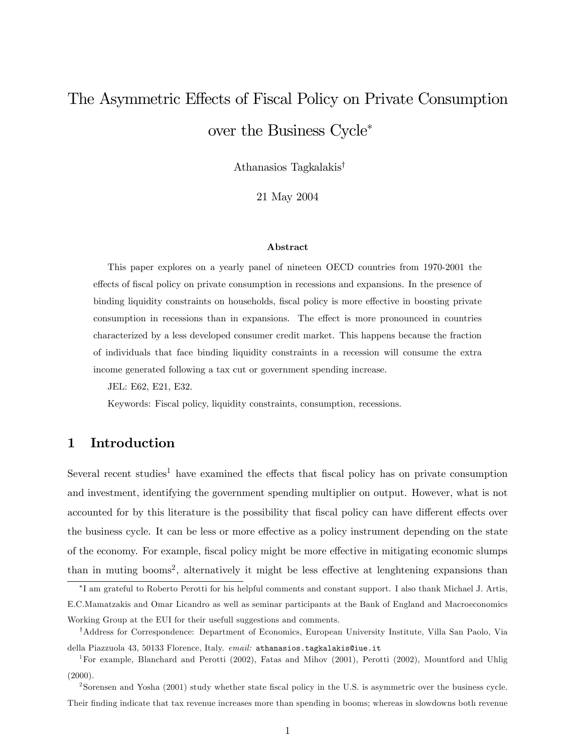# The Asymmetric Effects of Fiscal Policy on Private Consumption over the Business Cycle*

Athanasios Tagkalakis†

21 May 2004

**Abstract**

This paper explores on a yearly panel of nineteen OECD countries from 1970-2001 the effects of fiscal policy on private consumption in recessions and expansions. In the presence of binding liquidity constraints on households, fiscal policy is more effective in boosting private consumption in recessions than in expansions. The effect is more pronounced in countries characterized by a less developed consumer credit market. This happens because the fraction of individuals that face binding liquidity constraints in a recession will consume the extra income generated following a tax cut or government spending increase.

JEL: E62, E21, E32.

Keywords: Fiscal policy, liquidity constraints, consumption, recessions.

## 1 Introduction

Several recent studies[1] have examined the effects that fiscal policy has on private consumption and investment, identifying the government spending multiplier on output. However, what is not accounted for by this literature is the possibility that fiscal policy can have different effects over the business cycle. It can be less or more effective as a policy instrument depending on the state of the economy. For example, fiscal policy might be more effective in mitigating economic slumps than in muting booms[2], alternatively it might be less effective at lenghtening expansions than

---

*I am grateful to Roberto Perotti for his helpful comments and constant support. I also thank Michael J. Artis, E.C.Mamatzakis and Omar Licandro as well as seminar participants at the Bank of England and Macroeconomics Working Group at the EUI for their usefull suggestions and comments.

†Address for Correspondence: Department of Economics, European University Institute, Villa San Paolo, Via della Piazzuola 43, 50133 Florence, Italy. *email:* athanasios.tagkalakis@iue.it

[1] For example, Blanchard and Perotti (2002), Fatas and Mihov (2001), Perotti (2002), Mountford and Uhlig (2000).

[2] Sorensen and Yosha (2001) study whether state fiscal policy in the U.S. is asymmetric over the business cycle. Their finding indicate that tax revenue increases more than spending in booms; whereas in slowdowns both revenue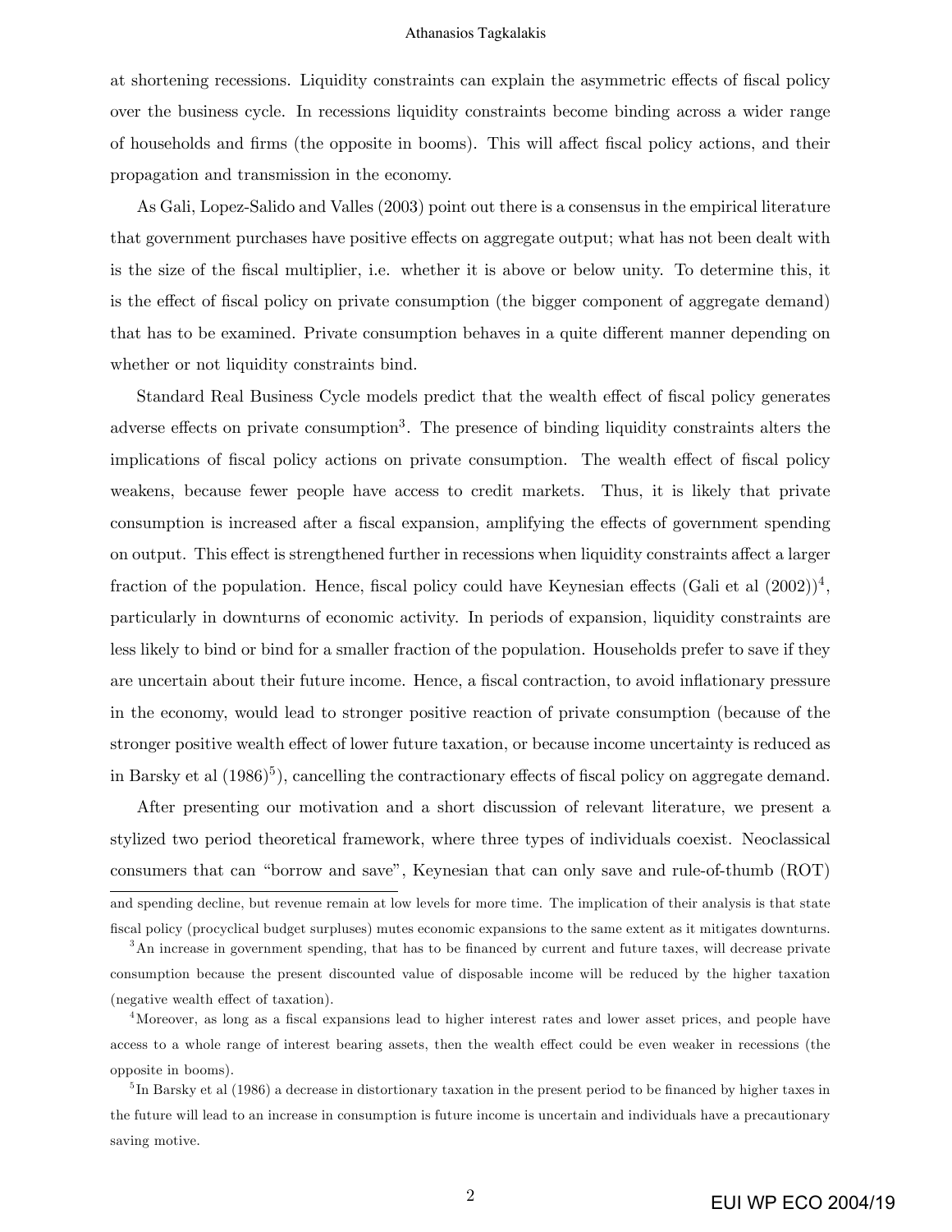at shortening recessions. Liquidity constraints can explain the asymmetric effects of fiscal policy over the business cycle. In recessions liquidity constraints become binding across a wider range of households and firms (the opposite in booms). This will affect fiscal policy actions, and their propagation and transmission in the economy.

As Gali, Lopez-Salido and Valles (2003) point out there is a consensus in the empirical literature that government purchases have positive effects on aggregate output; what has not been dealt with is the size of the fiscal multiplier, i.e. whether it is above or below unity. To determine this, it is the effect of fiscal policy on private consumption (the bigger component of aggregate demand) that has to be examined. Private consumption behaves in a quite different manner depending on whether or not liquidity constraints bind.

Standard Real Business Cycle models predict that the wealth effect of fiscal policy generates adverse effects on private consumption[3]. The presence of binding liquidity constraints alters the implications of fiscal policy actions on private consumption. The wealth effect of fiscal policy weakens, because fewer people have access to credit markets. Thus, it is likely that private consumption is increased after a fiscal expansion, amplifying the effects of government spending on output. This effect is strengthened further in recessions when liquidity constraints affect a larger fraction of the population. Hence, fiscal policy could have Keynesian effects (Gali et al (2002))[4], particularly in downturns of economic activity. In periods of expansion, liquidity constraints are less likely to bind or bind for a smaller fraction of the population. Households prefer to save if they are uncertain about their future income. Hence, a fiscal contraction, to avoid inflationary pressure in the economy, would lead to stronger positive reaction of private consumption (because of the stronger positive wealth effect of lower future taxation, or because income uncertainty is reduced as in Barsky et al (1986)[5]), cancelling the contractionary effects of fiscal policy on aggregate demand.

After presenting our motivation and a short discussion of relevant literature, we present a stylized two period theoretical framework, where three types of individuals coexist. Neoclassical consumers that can "borrow and save", Keynesian that can only save and rule-of-thumb (ROT)

---

and spending decline, but revenue remain at low levels for more time. The implication of their analysis is that state fiscal policy (procyclical budget surpluses) mutes economic expansions to the same extent as it mitigates downturns.

[3] An increase in government spending, that has to be financed by current and future taxes, will decrease private consumption because the present discounted value of disposable income will be reduced by the higher taxation (negative wealth effect of taxation).

[4] Moreover, as long as a fiscal expansions lead to higher interest rates and lower asset prices, and people have access to a whole range of interest bearing assets, then the wealth effect could be even weaker in recessions (the opposite in booms).

[5] In Barsky et al (1986) a decrease in distortionary taxation in the present period to be financed by higher taxes in the future will lead to an increase in consumption is future income is uncertain and individuals have a precautionary saving motive.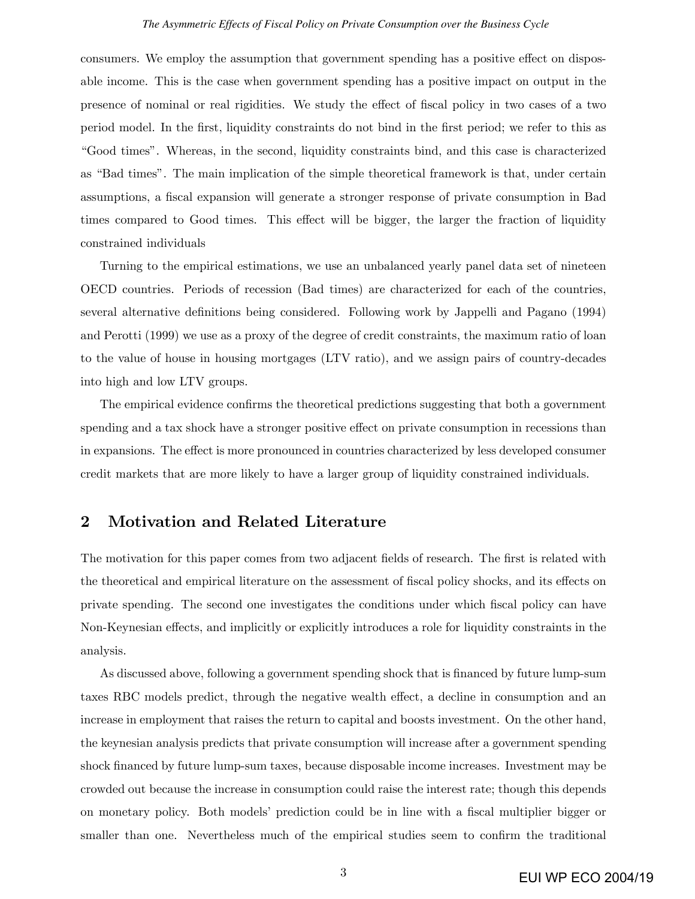consumers. We employ the assumption that government spending has a positive effect on disposable income. This is the case when government spending has a positive impact on output in the presence of nominal or real rigidities. We study the effect of fiscal policy in two cases of a two period model. In the first, liquidity constraints do not bind in the first period; we refer to this as "Good times". Whereas, in the second, liquidity constraints bind, and this case is characterized as "Bad times". The main implication of the simple theoretical framework is that, under certain assumptions, a fiscal expansion will generate a stronger response of private consumption in Bad times compared to Good times. This effect will be bigger, the larger the fraction of liquidity constrained individuals

Turning to the empirical estimations, we use an unbalanced yearly panel data set of nineteen OECD countries. Periods of recession (Bad times) are characterized for each of the countries, several alternative definitions being considered. Following work by Jappelli and Pagano (1994) and Perotti (1999) we use as a proxy of the degree of credit constraints, the maximum ratio of loan to the value of house in housing mortgages (LTV ratio), and we assign pairs of country-decades into high and low LTV groups.

The empirical evidence confirms the theoretical predictions suggesting that both a government spending and a tax shock have a stronger positive effect on private consumption in recessions than in expansions. The effect is more pronounced in countries characterized by less developed consumer credit markets that are more likely to have a larger group of liquidity constrained individuals.

## 2 Motivation and Related Literature

The motivation for this paper comes from two adjacent fields of research. The first is related with the theoretical and empirical literature on the assessment of fiscal policy shocks, and its effects on private spending. The second one investigates the conditions under which fiscal policy can have Non-Keynesian effects, and implicitly or explicitly introduces a role for liquidity constraints in the analysis.

As discussed above, following a government spending shock that is financed by future lump-sum taxes RBC models predict, through the negative wealth effect, a decline in consumption and an increase in employment that raises the return to capital and boosts investment. On the other hand, the keynesian analysis predicts that private consumption will increase after a government spending shock financed by future lump-sum taxes, because disposable income increases. Investment may be crowded out because the increase in consumption could raise the interest rate; though this depends on monetary policy. Both models' prediction could be in line with a fiscal multiplier bigger or smaller than one. Nevertheless much of the empirical studies seem to confirm the traditional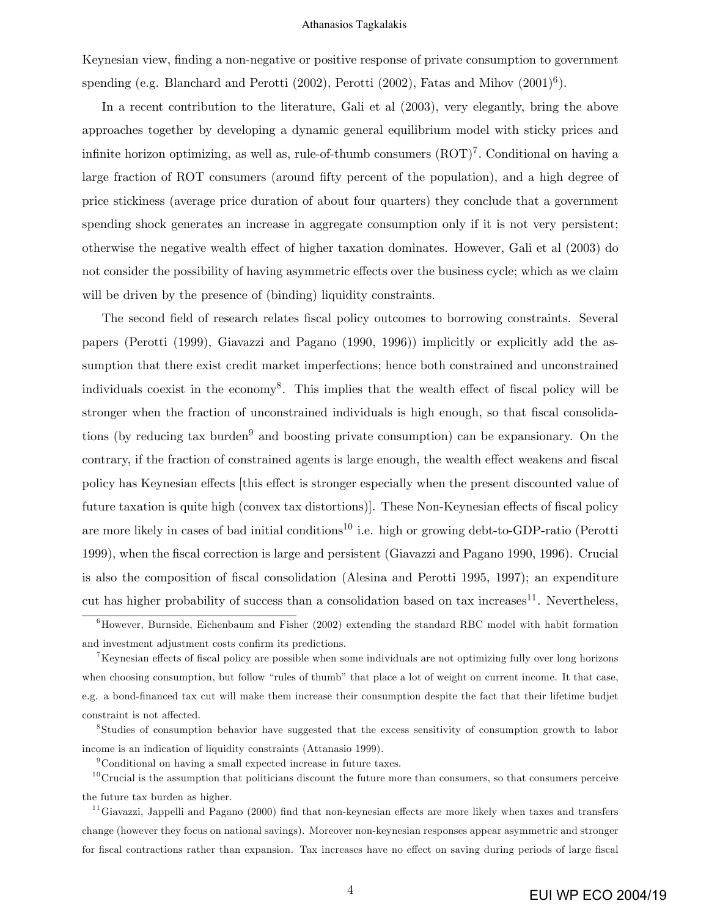Keynesian view, finding a non-negative or positive response of private consumption to government spending (e.g. Blanchard and Perotti (2002), Perotti (2002), Fatas and Mihov (2001)[6]).

In a recent contribution to the literature, Gali et al (2003), very elegantly, bring the above approaches together by developing a dynamic general equilibrium model with sticky prices and infinite horizon optimizing, as well as, rule-of-thumb consumers (ROT)[7]. Conditional on having a large fraction of ROT consumers (around fifty percent of the population), and a high degree of price stickiness (average price duration of about four quarters) they conclude that a government spending shock generates an increase in aggregate consumption only if it is not very persistent; otherwise the negative wealth effect of higher taxation dominates. However, Gali et al (2003) do not consider the possibility of having asymmetric effects over the business cycle; which as we claim will be driven by the presence of (binding) liquidity constraints.

The second field of research relates fiscal policy outcomes to borrowing constraints. Several papers (Perotti (1999), Giavazzi and Pagano (1990, 1996)) implicitly or explicitly add the assumption that there exist credit market imperfections; hence both constrained and unconstrained individuals coexist in the economy[8]. This implies that the wealth effect of fiscal policy will be stronger when the fraction of unconstrained individuals is high enough, so that fiscal consolidations (by reducing tax burden[9] and boosting private consumption) can be expansionary. On the contrary, if the fraction of constrained agents is large enough, the wealth effect weakens and fiscal policy has Keynesian effects [this effect is stronger especially when the present discounted value of future taxation is quite high (convex tax distortions)]. These Non-Keynesian effects of fiscal policy are more likely in cases of bad initial conditions[10] i.e. high or growing debt-to-GDP-ratio (Perotti 1999), when the fiscal correction is large and persistent (Giavazzi and Pagano 1990, 1996). Crucial is also the composition of fiscal consolidation (Alesina and Perotti 1995, 1997); an expenditure cut has higher probability of success than a consolidation based on tax increases[11]. Nevertheless,

[6] However, Burnside, Eichenbaum and Fisher (2002) extending the standard RBC model with habit formation and investment adjustment costs confirm its predictions.

[7] Keynesian effects of fiscal policy are possible when some individuals are not optimizing fully over long horizons when choosing consumption, but follow "rules of thumb" that place a lot of weight on current income. It that case, e.g. a bond-financed tax cut will make them increase their consumption despite the fact that their lifetime budjet constraint is not affected.

[8] Studies of consumption behavior have suggested that the excess sensitivity of consumption growth to labor income is an indication of liquidity constraints (Attanasio 1999).

[9] Conditional on having a small expected increase in future taxes.

[10] Crucial is the assumption that politicians discount the future more than consumers, so that consumers perceive the future tax burden as higher.

[11] Giavazzi, Jappelli and Pagano (2000) find that non-keynesian effects are more likely when taxes and transfers change (however they focus on national savings). Moreover non-keynesian responses appear asymmetric and stronger for fiscal contractions rather than expansion. Tax increases have no effect on saving during periods of large fiscal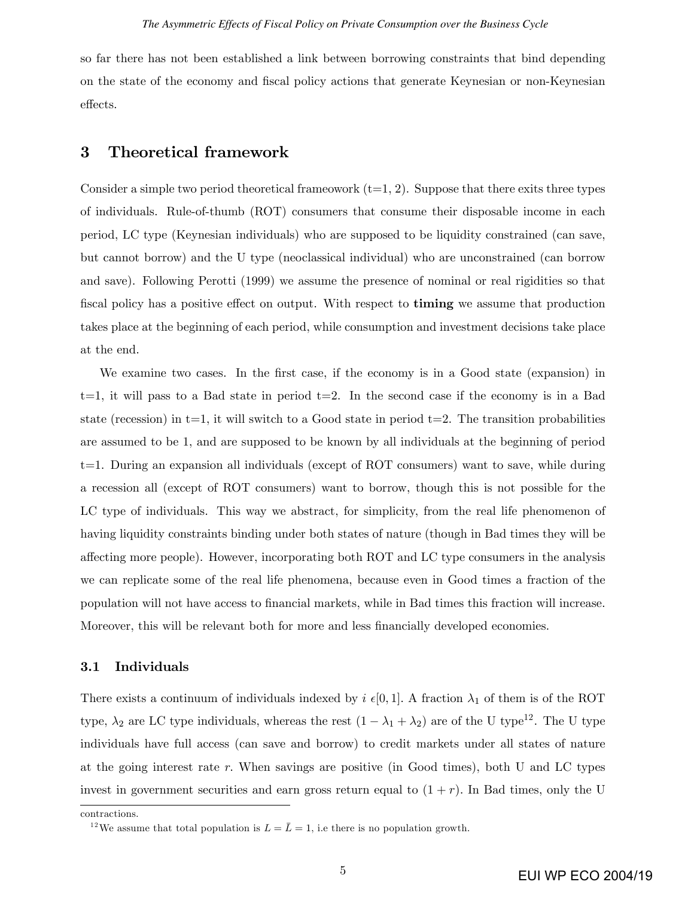so far there has not been established a link between borrowing constraints that bind depending on the state of the economy and fiscal policy actions that generate Keynesian or non-Keynesian effects.

## 3 Theoretical framework

Consider a simple two period theoretical frameowork (t=1, 2). Suppose that there exits three types of individuals. Rule-of-thumb (ROT) consumers that consume their disposable income in each period, LC type (Keynesian individuals) who are supposed to be liquidity constrained (can save, but cannot borrow) and the U type (neoclassical individual) who are unconstrained (can borrow and save). Following Perotti (1999) we assume the presence of nominal or real rigidities so that fiscal policy has a positive effect on output. With respect to **timing** we assume that production takes place at the beginning of each period, while consumption and investment decisions take place at the end.

We examine two cases. In the first case, if the economy is in a Good state (expansion) in t=1, it will pass to a Bad state in period t=2. In the second case if the economy is in a Bad state (recession) in t=1, it will switch to a Good state in period t=2. The transition probabilities are assumed to be 1, and are supposed to be known by all individuals at the beginning of period t=1. During an expansion all individuals (except of ROT consumers) want to save, while during a recession all (except of ROT consumers) want to borrow, though this is not possible for the LC type of individuals. This way we abstract, for simplicity, from the real life phenomenon of having liquidity constraints binding under both states of nature (though in Bad times they will be affecting more people). However, incorporating both ROT and LC type consumers in the analysis we can replicate some of the real life phenomena, because even in Good times a fraction of the population will not have access to financial markets, while in Bad times this fraction will increase. Moreover, this will be relevant both for more and less financially developed economies.

### 3.1 Individuals

There exists a continuum of individuals indexed by $i \epsilon [0, 1]$. A fraction $\lambda_1$ of them is of the ROT type, $\lambda_2$ are LC type individuals, whereas the rest $(1 - \lambda_1 + \lambda_2)$ are of the U type[12]. The U type individuals have full access (can save and borrow) to credit markets under all states of nature at the going interest rate $r$. When savings are positive (in Good times), both U and LC types invest in government securities and earn gross return equal to $(1 + r)$. In Bad times, only the U

contractions.

[12] We assume that total population is $L = \bar{L} = 1$, i.e there is no population growth.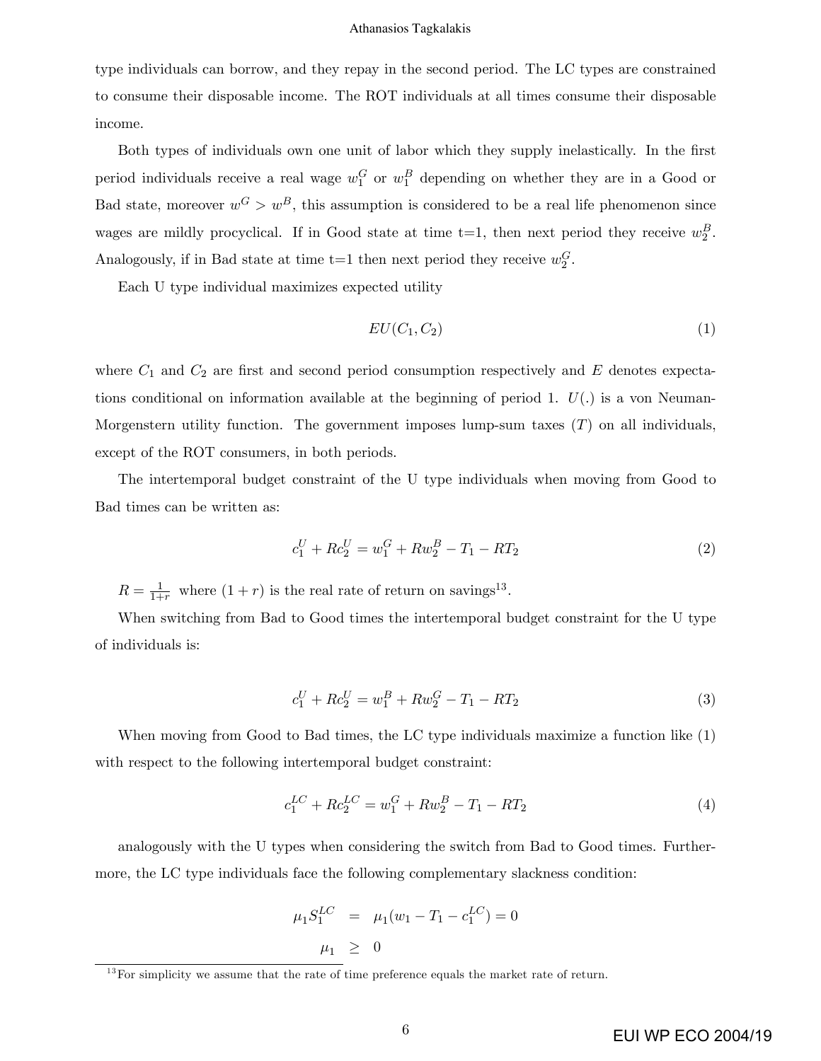type individuals can borrow, and they repay in the second period. The LC types are constrained to consume their disposable income. The ROT individuals at all times consume their disposable income.

Both types of individuals own one unit of labor which they supply inelastically. In the first period individuals receive a real wage $w_1^G$ or $w_1^B$ depending on whether they are in a Good or Bad state, moreover $w^G > w^B$, this assumption is considered to be a real life phenomenon since wages are mildly procyclical. If in Good state at time t=1, then next period they receive $w_2^B$. Analogously, if in Bad state at time t=1 then next period they receive $w_2^G$.

Each U type individual maximizes expected utility

$$EU(C_1, C_2) \tag{1}$$

where $C_1$ and $C_2$ are first and second period consumption respectively and $E$ denotes expectations conditional on information available at the beginning of period 1. $U(.)$ is a von Neuman-Morgenstern utility function. The government imposes lump-sum taxes ($T$) on all individuals, except of the ROT consumers, in both periods.

The intertemporal budget constraint of the U type individuals when moving from Good to Bad times can be written as:

$$c_1^U + Rc_2^U = w_1^G + Rw_2^B - T_1 - RT_2 \tag{2}$$

$R = \frac{1}{1+r}$ where $(1+r)$ is the real rate of return on savings[13].

When switching from Bad to Good times the intertemporal budget constraint for the U type of individuals is:

$$c_1^U + Rc_2^U = w_1^B + Rw_2^G - T_1 - RT_2 \tag{3}$$

When moving from Good to Bad times, the LC type individuals maximize a function like (1) with respect to the following intertemporal budget constraint:

$$c_1^{LC} + Rc_2^{LC} = w_1^G + Rw_2^B - T_1 - RT_2 \tag{4}$$

analogously with the U types when considering the switch from Bad to Good times. Furthermore, the LC type individuals face the following complementary slackness condition:

$$\begin{aligned} \mu_1 S_1^{LC} &= \mu_1(w_1 - T_1 - c_1^{LC}) = 0 \\ \mu_1 &\geq 0 \end{aligned}$$

[13] For simplicity we assume that the rate of time preference equals the market rate of return.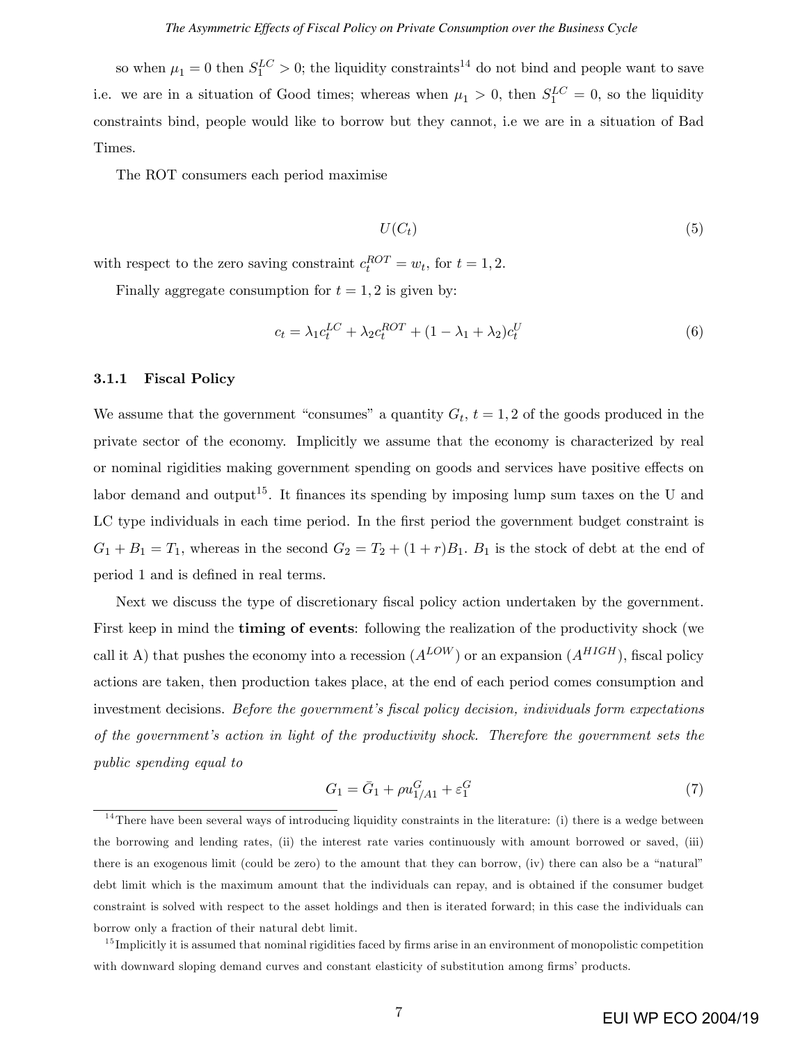so when $\mu_1 = 0$ then $S_1^{LC} > 0$; the liquidity constraints[14] do not bind and people want to save i.e. we are in a situation of Good times; whereas when $\mu_1 > 0$, then $S_1^{LC} = 0$, so the liquidity constraints bind, people would like to borrow but they cannot, i.e we are in a situation of Bad Times.

The ROT consumers each period maximise

$$U(C_t) \tag{5}$$

with respect to the zero saving constraint $c_t^{ROT} = w_t$, for $t = 1, 2$.

Finally aggregate consumption for $t = 1, 2$ is given by:

$$c_t = \lambda_1 c_t^{LC} + \lambda_2 c_t^{ROT} + (1 - \lambda_1 + \lambda_2) c_t^U \tag{6}$$

#### 3.1.1 Fiscal Policy

We assume that the government "consumes" a quantity $G_t$, $t = 1, 2$ of the goods produced in the private sector of the economy. Implicitly we assume that the economy is characterized by real or nominal rigidities making government spending on goods and services have positive effects on labor demand and output[15]. It finances its spending by imposing lump sum taxes on the U and LC type individuals in each time period. In the first period the government budget constraint is $G_1 + B_1 = T_1$, whereas in the second $G_2 = T_2 + (1 + r)B_1$. $B_1$ is the stock of debt at the end of period 1 and is defined in real terms.

Next we discuss the type of discretionary fiscal policy action undertaken by the government. First keep in mind the **timing of events**: following the realization of the productivity shock (we call it A) that pushes the economy into a recession ($A^{LOW}$) or an expansion ($A^{HIGH}$), fiscal policy actions are taken, then production takes place, at the end of each period comes consumption and investment decisions. *Before the government's fiscal policy decision, individuals form expectations of the government's action in light of the productivity shock. Therefore the government sets the public spending equal to*

$$G_1 = \bar{G}_1 + \rho u_{1/A1}^G + \varepsilon_1^G \tag{7}$$

[14] There have been several ways of introducing liquidity constraints in the literature: (i) there is a wedge between the borrowing and lending rates, (ii) the interest rate varies continuously with amount borrowed or saved, (iii) there is an exogenous limit (could be zero) to the amount that they can borrow, (iv) there can also be a "natural" debt limit which is the maximum amount that the individuals can repay, and is obtained if the consumer budget constraint is solved with respect to the asset holdings and then is iterated forward; in this case the individuals can borrow only a fraction of their natural debt limit.

[15] Implicitly it is assumed that nominal rigidities faced by firms arise in an environment of monopolistic competition with downward sloping demand curves and constant elasticity of substitution among firms' products.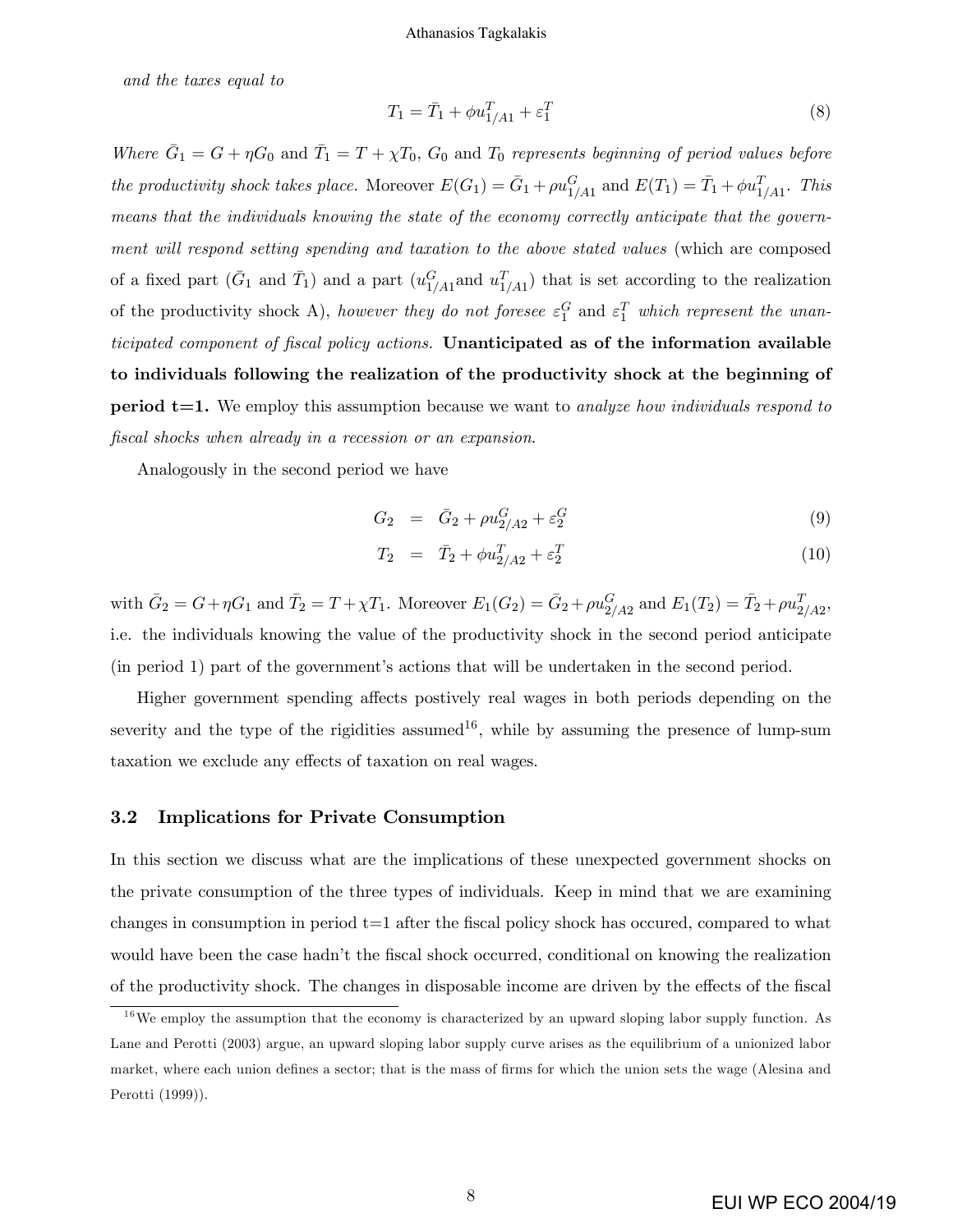*and the taxes equal to*

$$T_1 = \bar{T}_1 + \phi u^T_{1/A1} + \varepsilon^T_1 \tag{8}$$

*Where* $\bar{G}_1 = G + \eta G_0$ *and* $\bar{T}_1 = T + \chi T_0$, $G_0$ *and* $T_0$ *represents beginning of period values before the productivity shock takes place.* Moreover $E(G_1) = \bar{G}_1 + \rho u^G_{1/A1}$ and $E(T_1) = \bar{T}_1 + \phi u^T_{1/A1}$. *This means that the individuals knowing the state of the economy correctly anticipate that the government will respond setting spending and taxation to the above stated values* (which are composed of a fixed part ($\bar{G}_1$ and $\bar{T}_1$) and a part ($u^G_{1/A1}$and $u^T_{1/A1}$) that is set according to the realization of the productivity shock A), *however they do not foresee* $\varepsilon^G_1$ *and* $\varepsilon^T_1$ *which represent the unanticipated component of fiscal policy actions.* **Unanticipated as of the information available to individuals following the realization of the productivity shock at the beginning of period t=1.** We employ this assumption because we want to *analyze how individuals respond to fiscal shocks when already in a recession or an expansion*.

Analogously in the second period we have

$$G_2 = \bar{G}_2 + \rho u^G_{2/A2} + \varepsilon^G_2 \tag{9}$$

$$T_2 = \bar{T}_2 + \phi u^T_{2/A2} + \varepsilon^T_2 \tag{10}$$

with $\bar{G}_2 = G + \eta G_1$ and $\bar{T}_2 = T + \chi T_1$. Moreover $E_1(G_2) = \bar{G}_2 + \rho u^G_{2/A2}$ and $E_1(T_2) = \bar{T}_2 + \rho u^T_{2/A2}$, i.e. the individuals knowing the value of the productivity shock in the second period anticipate (in period 1) part of the government's actions that will be undertaken in the second period.

Higher government spending affects postively real wages in both periods depending on the severity and the type of the rigidities assumed[16], while by assuming the presence of lump-sum taxation we exclude any effects of taxation on real wages.

### 3.2 Implications for Private Consumption

In this section we discuss what are the implications of these unexpected government shocks on the private consumption of the three types of individuals. Keep in mind that we are examining changes in consumption in period t=1 after the fiscal policy shock has occured, compared to what would have been the case hadn't the fiscal shock occurred, conditional on knowing the realization of the productivity shock. The changes in disposable income are driven by the effects of the fiscal

[16] We employ the assumption that the economy is characterized by an upward sloping labor supply function. As Lane and Perotti (2003) argue, an upward sloping labor supply curve arises as the equilibrium of a unionized labor market, where each union defines a sector; that is the mass of firms for which the union sets the wage (Alesina and Perotti (1999)).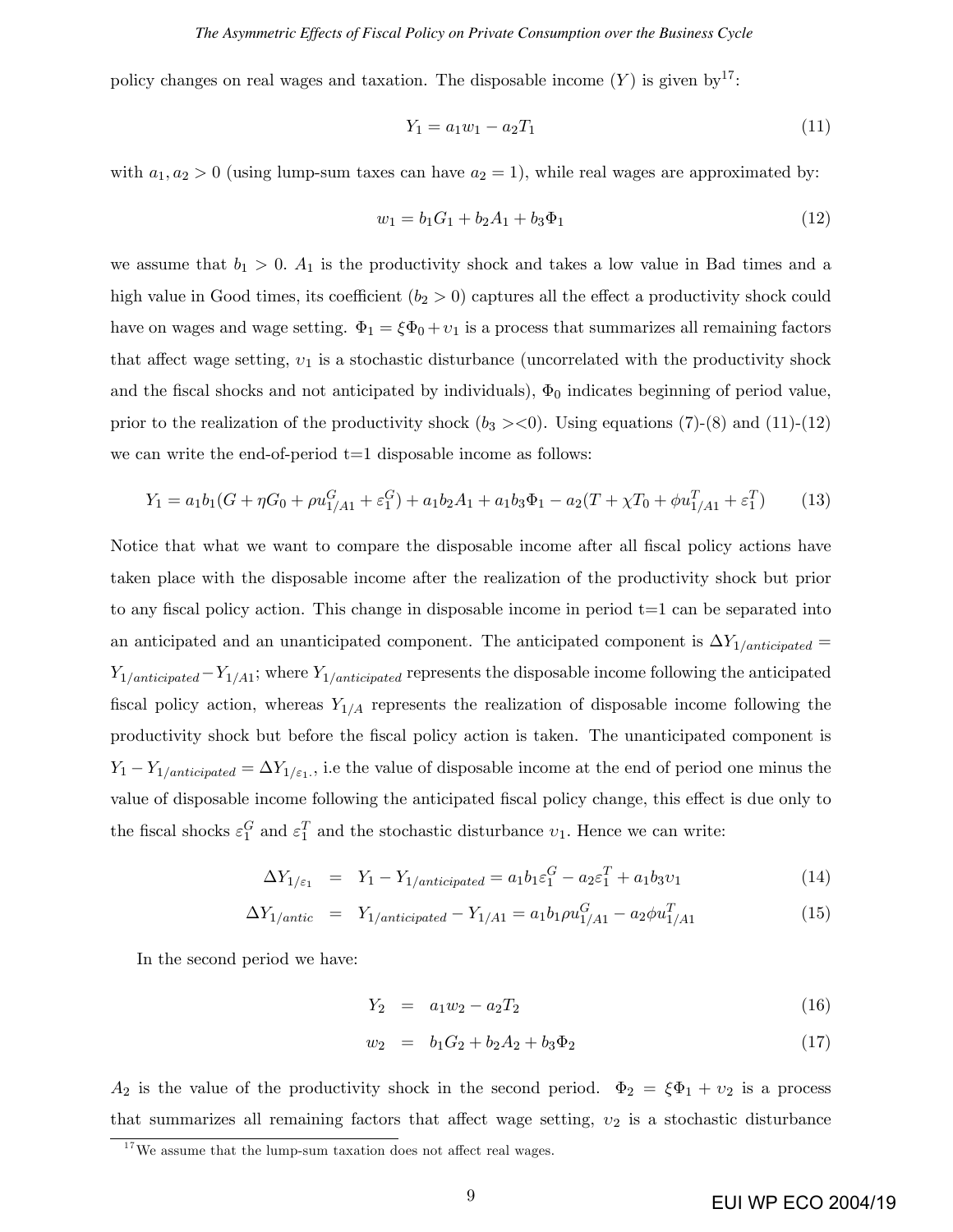policy changes on real wages and taxation. The disposable income ($Y$) is given by[17]:

$$Y_1 = a_1 w_1 - a_2 T_1 \tag{11}$$

with $a_1, a_2 > 0$ (using lump-sum taxes can have $a_2 = 1$), while real wages are approximated by:

$$w_1 = b_1 G_1 + b_2 A_1 + b_3 \Phi_1 \tag{12}$$

we assume that $b_1 > 0$. $A_1$ is the productivity shock and takes a low value in Bad times and a high value in Good times, its coefficient ($b_2 > 0$) captures all the effect a productivity shock could have on wages and wage setting. $\Phi_1 = \xi \Phi_0 + \upsilon_1$ is a process that summarizes all remaining factors that affect wage setting, $\upsilon_1$ is a stochastic disturbance (uncorrelated with the productivity shock and the fiscal shocks and not anticipated by individuals), $\Phi_0$ indicates beginning of period value, prior to the realization of the productivity shock ($b_3 ><0$). Using equations (7)-(8) and (11)-(12) we can write the end-of-period t=1 disposable income as follows:

$$Y_1 = a_1 b_1 (G + \eta G_0 + \rho u^G_{1/A1} + \varepsilon^G_1) + a_1 b_2 A_1 + a_1 b_3 \Phi_1 - a_2 (T + \chi T_0 + \phi u^T_{1/A1} + \varepsilon^T_1) \tag{13}$$

Notice that what we want to compare the disposable income after all fiscal policy actions have taken place with the disposable income after the realization of the productivity shock but prior to any fiscal policy action. This change in disposable income in period t=1 can be separated into an anticipated and an unanticipated component. The anticipated component is $\Delta Y_{1/anticipated} = Y_{1/anticipated} - Y_{1/A1}$; where $Y_{1/anticipated}$ represents the disposable income following the anticipated fiscal policy action, whereas $Y_{1/A}$ represents the realization of disposable income following the productivity shock but before the fiscal policy action is taken. The unanticipated component is $Y_1 - Y_{1/anticipated} = \Delta Y_{1/\varepsilon_1}$., i.e the value of disposable income at the end of period one minus the value of disposable income following the anticipated fiscal policy change, this effect is due only to the fiscal shocks $\varepsilon^G_1$ and $\varepsilon^T_1$ and the stochastic disturbance $\upsilon_1$. Hence we can write:

$$\Delta Y_{1/\varepsilon_1} = Y_1 - Y_{1/anticipated} = a_1 b_1 \varepsilon^G_1 - a_2 \varepsilon^T_1 + a_1 b_3 \upsilon_1 \tag{14}$$

$$\Delta Y_{1/antic} = Y_{1/anticipated} - Y_{1/A1} = a_1 b_1 \rho u^G_{1/A1} - a_2 \phi u^T_{1/A1} \tag{15}$$

In the second period we have:

$$Y_2 = a_1 w_2 - a_2 T_2 \tag{16}$$

$$w_2 = b_1 G_2 + b_2 A_2 + b_3 \Phi_2 \tag{17}$$

$A_2$ is the value of the productivity shock in the second period. $\Phi_2 = \xi \Phi_1 + \upsilon_2$ is a process that summarizes all remaining factors that affect wage setting, $\upsilon_2$ is a stochastic disturbance

[17] We assume that the lump-sum taxation does not affect real wages.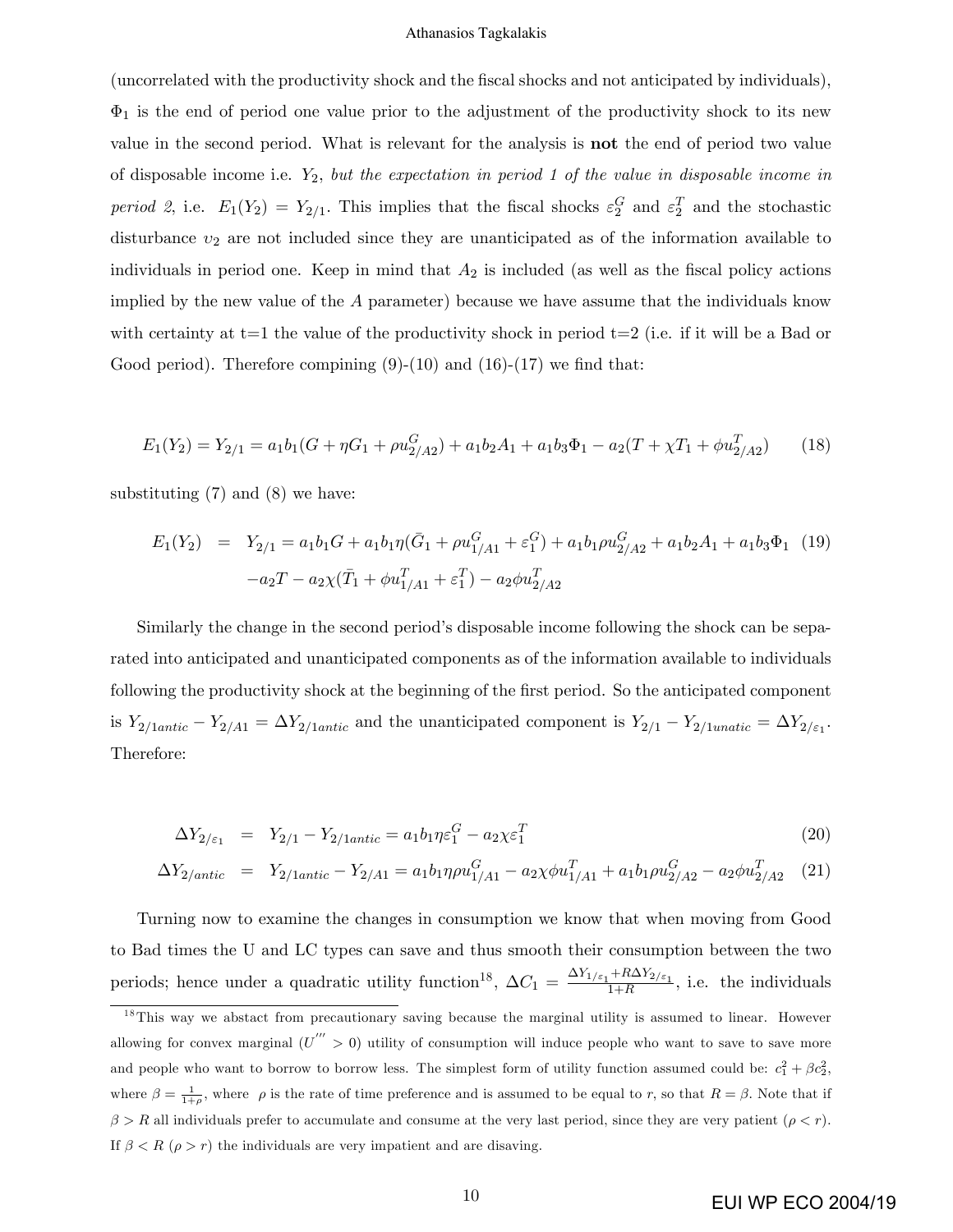(uncorrelated with the productivity shock and the fiscal shocks and not anticipated by individuals), $\Phi_1$ is the end of period one value prior to the adjustment of the productivity shock to its new value in the second period. What is relevant for the analysis is **not** the end of period two value of disposable income i.e. $Y_2$, *but the expectation in period 1 of the value in disposable income in period 2*, i.e. $E_1(Y_2) = Y_{2/1}$. This implies that the fiscal shocks $\varepsilon_2^G$ and $\varepsilon_2^T$ and the stochastic disturbance $\upsilon_2$ are not included since they are unanticipated as of the information available to individuals in period one. Keep in mind that $A_2$ is included (as well as the fiscal policy actions implied by the new value of the $A$ parameter) because we have assume that the individuals know with certainty at t=1 the value of the productivity shock in period t=2 (i.e. if it will be a Bad or Good period). Therefore compining (9)-(10) and (16)-(17) we find that:

$$E_1(Y_2) = Y_{2/1} = a_1 b_1 (G + \eta G_1 + \rho u_{2/A2}^G) + a_1 b_2 A_1 + a_1 b_3 \Phi_1 - a_2 (T + \chi T_1 + \phi u_{2/A2}^T) \tag{18}$$

substituting (7) and (8) we have:

$$\begin{aligned} E_1(Y_2) &= Y_{2/1} = a_1 b_1 G + a_1 b_1 \eta (\bar{G}_1 + \rho u_{1/A1}^G + \varepsilon_1^G) + a_1 b_1 \rho u_{2/A2}^G + a_1 b_2 A_1 + a_1 b_3 \Phi_1 \\ &\quad - a_2 T - a_2 \chi (\bar{T}_1 + \phi u_{1/A1}^T + \varepsilon_1^T) - a_2 \phi u_{2/A2}^T \end{aligned} \tag{19}$$

Similarly the change in the second period's disposable income following the shock can be separated into anticipated and unanticipated components as of the information available to individuals following the productivity shock at the beginning of the first period. So the anticipated component is $Y_{2/1antic} - Y_{2/A1} = \Delta Y_{2/1antic}$ and the unanticipated component is $Y_{2/1} - Y_{2/1unatic} = \Delta Y_{2/\varepsilon_1}$. Therefore:

$$\Delta Y_{2/\varepsilon_1} = Y_{2/1} - Y_{2/1antic} = a_1 b_1 \eta \varepsilon_1^G - a_2 \chi \varepsilon_1^T \tag{20}$$

$$\Delta Y_{2/antic} = Y_{2/1antic} - Y_{2/A1} = a_1 b_1 \eta \rho u_{1/A1}^G - a_2 \chi \phi u_{1/A1}^T + a_1 b_1 \rho u_{2/A2}^G - a_2 \phi u_{2/A2}^T \tag{21}$$

Turning now to examine the changes in consumption we know that when moving from Good to Bad times the U and LC types can save and thus smooth their consumption between the two periods; hence under a quadratic utility function[18], $\Delta C_1 = \frac{\Delta Y_{1/\varepsilon_1} + R \Delta Y_{2/\varepsilon_1}}{1+R}$, i.e. the individuals

[18] This way we abstact from precautionary saving because the marginal utility is assumed to linear. However allowing for convex marginal ($U''' > 0$) utility of consumption will induce people who want to save to save more and people who want to borrow to borrow less. The simplest form of utility function assumed could be: $c_1^2 + \beta c_2^2$, where $\beta = \frac{1}{1+\rho}$, where $\rho$ is the rate of time preference and is assumed to be equal to $r$, so that $R = \beta$. Note that if $\beta > R$ all individuals prefer to accumulate and consume at the very last period, since they are very patient ($\rho < r$). If $\beta < R$ ($\rho > r$) the individuals are very impatient and are disaving.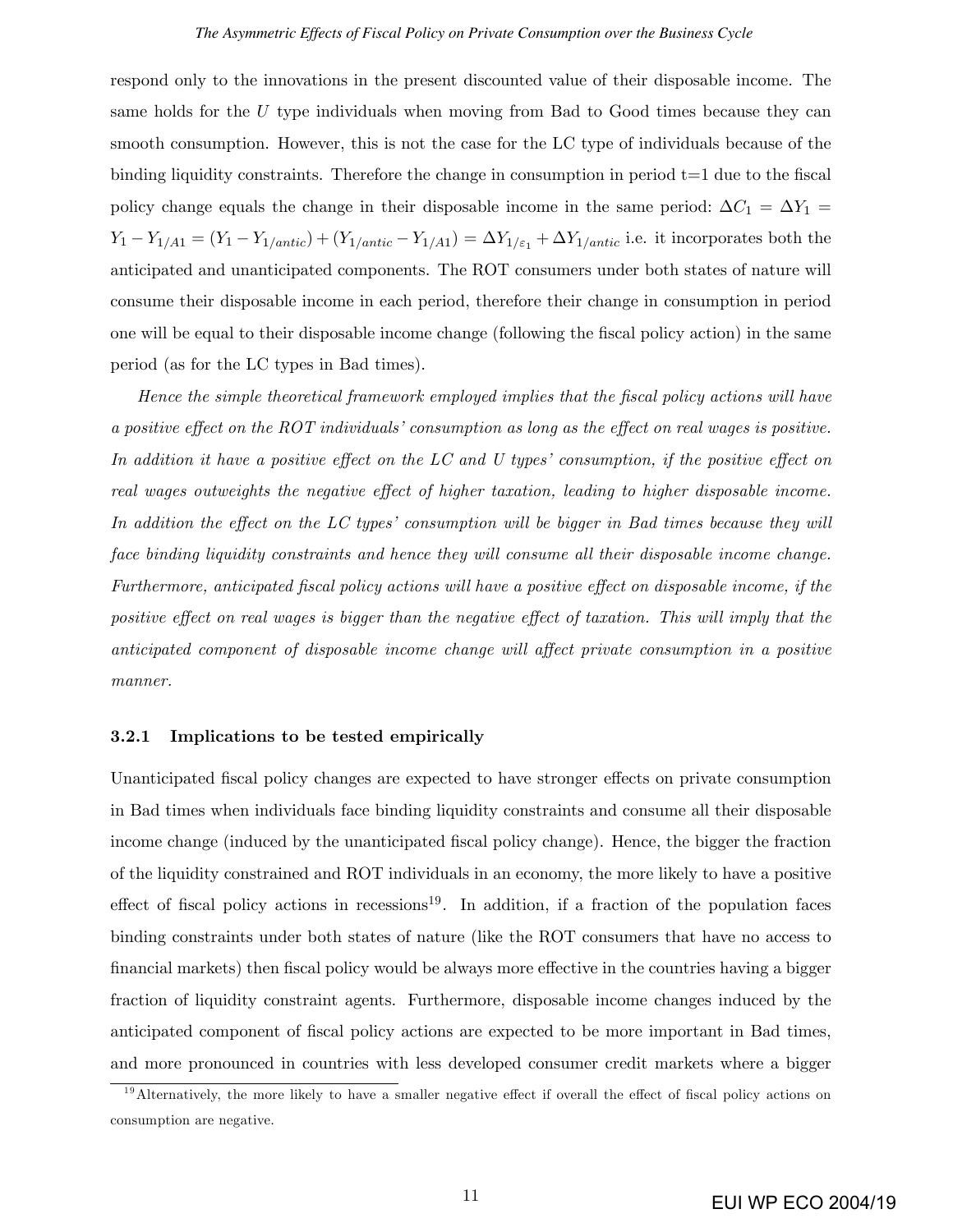respond only to the innovations in the present discounted value of their disposable income. The same holds for the $U$ type individuals when moving from Bad to Good times because they can smooth consumption. However, this is not the case for the LC type of individuals because of the binding liquidity constraints. Therefore the change in consumption in period t=1 due to the fiscal policy change equals the change in their disposable income in the same period: $\Delta C_1 = \Delta Y_1 = Y_1 - Y_{1/A1} = (Y_1 - Y_{1/antic}) + (Y_{1/antic} - Y_{1/A1}) = \Delta Y_{1/\varepsilon_1} + \Delta Y_{1/antic}$ i.e. it incorporates both the anticipated and unanticipated components. The ROT consumers under both states of nature will consume their disposable income in each period, therefore their change in consumption in period one will be equal to their disposable income change (following the fiscal policy action) in the same period (as for the LC types in Bad times).

*Hence the simple theoretical framework employed implies that the fiscal policy actions will have a positive effect on the ROT individuals' consumption as long as the effect on real wages is positive. In addition it have a positive effect on the LC and U types' consumption, if the positive effect on real wages outweights the negative effect of higher taxation, leading to higher disposable income. In addition the effect on the LC types' consumption will be bigger in Bad times because they will face binding liquidity constraints and hence they will consume all their disposable income change. Furthermore, anticipated fiscal policy actions will have a positive effect on disposable income, if the positive effect on real wages is bigger than the negative effect of taxation. This will imply that the anticipated component of disposable income change will affect private consumption in a positive manner.*

### 3.2.1 Implications to be tested empirically

Unanticipated fiscal policy changes are expected to have stronger effects on private consumption in Bad times when individuals face binding liquidity constraints and consume all their disposable income change (induced by the unanticipated fiscal policy change). Hence, the bigger the fraction of the liquidity constrained and ROT individuals in an economy, the more likely to have a positive effect of fiscal policy actions in recessions[19]. In addition, if a fraction of the population faces binding constraints under both states of nature (like the ROT consumers that have no access to financial markets) then fiscal policy would be always more effective in the countries having a bigger fraction of liquidity constraint agents. Furthermore, disposable income changes induced by the anticipated component of fiscal policy actions are expected to be more important in Bad times, and more pronounced in countries with less developed consumer credit markets where a bigger

[19] Alternatively, the more likely to have a smaller negative effect if overall the effect of fiscal policy actions on consumption are negative.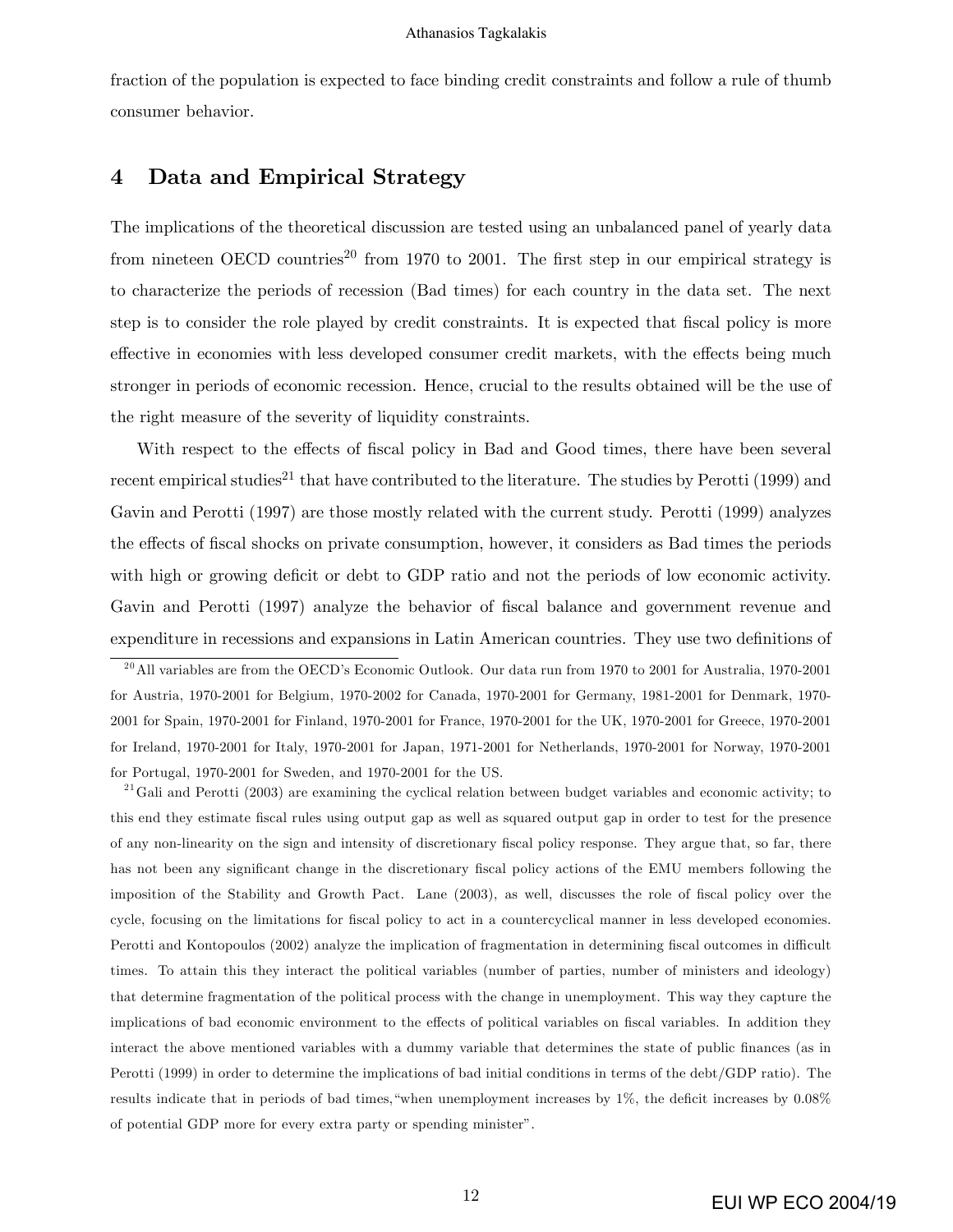fraction of the population is expected to face binding credit constraints and follow a rule of thumb consumer behavior.

## 4 Data and Empirical Strategy

The implications of the theoretical discussion are tested using an unbalanced panel of yearly data from nineteen OECD countries[20] from 1970 to 2001. The first step in our empirical strategy is to characterize the periods of recession (Bad times) for each country in the data set. The next step is to consider the role played by credit constraints. It is expected that fiscal policy is more effective in economies with less developed consumer credit markets, with the effects being much stronger in periods of economic recession. Hence, crucial to the results obtained will be the use of the right measure of the severity of liquidity constraints.

With respect to the effects of fiscal policy in Bad and Good times, there have been several recent empirical studies[21] that have contributed to the literature. The studies by Perotti (1999) and Gavin and Perotti (1997) are those mostly related with the current study. Perotti (1999) analyzes the effects of fiscal shocks on private consumption, however, it considers as Bad times the periods with high or growing deficit or debt to GDP ratio and not the periods of low economic activity. Gavin and Perotti (1997) analyze the behavior of fiscal balance and government revenue and expenditure in recessions and expansions in Latin American countries. They use two definitions of

[20] All variables are from the OECD's Economic Outlook. Our data run from 1970 to 2001 for Australia, 1970-2001 for Austria, 1970-2001 for Belgium, 1970-2002 for Canada, 1970-2001 for Germany, 1981-2001 for Denmark, 1970-2001 for Spain, 1970-2001 for Finland, 1970-2001 for France, 1970-2001 for the UK, 1970-2001 for Greece, 1970-2001 for Ireland, 1970-2001 for Italy, 1970-2001 for Japan, 1971-2001 for Netherlands, 1970-2001 for Norway, 1970-2001 for Portugal, 1970-2001 for Sweden, and 1970-2001 for the US.

[21] Gali and Perotti (2003) are examining the cyclical relation between budget variables and economic activity; to this end they estimate fiscal rules using output gap as well as squared output gap in order to test for the presence of any non-linearity on the sign and intensity of discretionary fiscal policy response. They argue that, so far, there has not been any significant change in the discretionary fiscal policy actions of the EMU members following the imposition of the Stability and Growth Pact. Lane (2003), as well, discusses the role of fiscal policy over the cycle, focusing on the limitations for fiscal policy to act in a countercyclical manner in less developed economies. Perotti and Kontopoulos (2002) analyze the implication of fragmentation in determining fiscal outcomes in difficult times. To attain this they interact the political variables (number of parties, number of ministers and ideology) that determine fragmentation of the political process with the change in unemployment. This way they capture the implications of bad economic environment to the effects of political variables on fiscal variables. In addition they interact the above mentioned variables with a dummy variable that determines the state of public finances (as in Perotti (1999) in order to determine the implications of bad initial conditions in terms of the debt/GDP ratio). The results indicate that in periods of bad times, "when unemployment increases by 1%, the deficit increases by 0.08% of potential GDP more for every extra party or spending minister".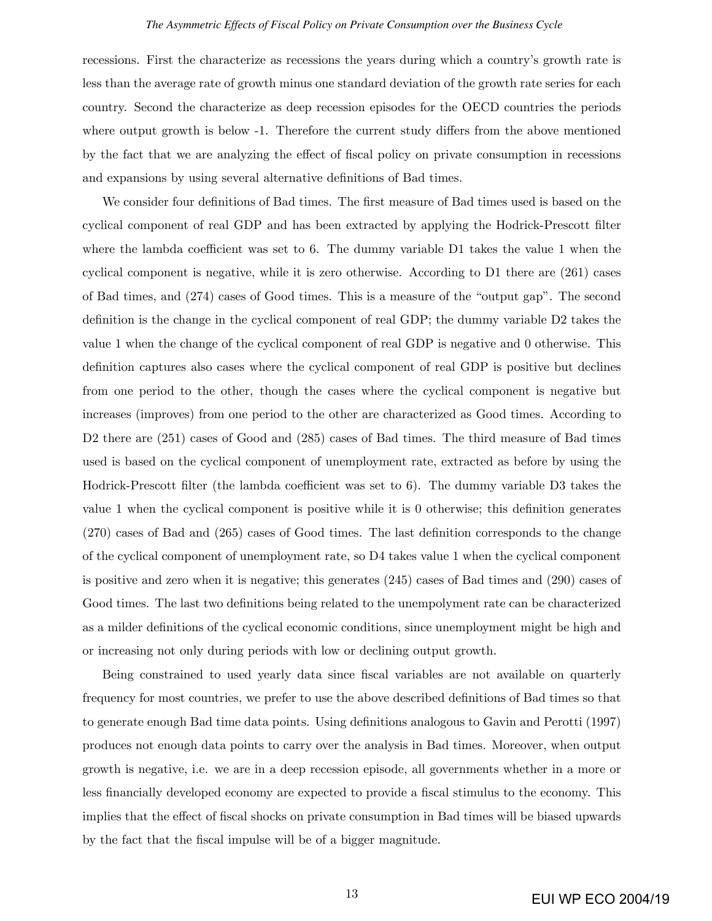recessions. First the characterize as recessions the years during which a country's growth rate is less than the average rate of growth minus one standard deviation of the growth rate series for each country. Second the characterize as deep recession episodes for the OECD countries the periods where output growth is below -1. Therefore the current study differs from the above mentioned by the fact that we are analyzing the effect of fiscal policy on private consumption in recessions and expansions by using several alternative definitions of Bad times.

We consider four definitions of Bad times. The first measure of Bad times used is based on the cyclical component of real GDP and has been extracted by applying the Hodrick-Prescott filter where the lambda coefficient was set to 6. The dummy variable D1 takes the value 1 when the cyclical component is negative, while it is zero otherwise. According to D1 there are (261) cases of Bad times, and (274) cases of Good times. This is a measure of the "output gap". The second definition is the change in the cyclical component of real GDP; the dummy variable D2 takes the value 1 when the change of the cyclical component of real GDP is negative and 0 otherwise. This definition captures also cases where the cyclical component of real GDP is positive but declines from one period to the other, though the cases where the cyclical component is negative but increases (improves) from one period to the other are characterized as Good times. According to D2 there are (251) cases of Good and (285) cases of Bad times. The third measure of Bad times used is based on the cyclical component of unemployment rate, extracted as before by using the Hodrick-Prescott filter (the lambda coefficient was set to 6). The dummy variable D3 takes the value 1 when the cyclical component is positive while it is 0 otherwise; this definition generates (270) cases of Bad and (265) cases of Good times. The last definition corresponds to the change of the cyclical component of unemployment rate, so D4 takes value 1 when the cyclical component is positive and zero when it is negative; this generates (245) cases of Bad times and (290) cases of Good times. The last two definitions being related to the unempolyment rate can be characterized as a milder definitions of the cyclical economic conditions, since unemployment might be high and or increasing not only during periods with low or declining output growth.

Being constrained to used yearly data since fiscal variables are not available on quarterly frequency for most countries, we prefer to use the above described definitions of Bad times so that to generate enough Bad time data points. Using definitions analogous to Gavin and Perotti (1997) produces not enough data points to carry over the analysis in Bad times. Moreover, when output growth is negative, i.e. we are in a deep recession episode, all governments whether in a more or less financially developed economy are expected to provide a fiscal stimulus to the economy. This implies that the effect of fiscal shocks on private consumption in Bad times will be biased upwards by the fact that the fiscal impulse will be of a bigger magnitude.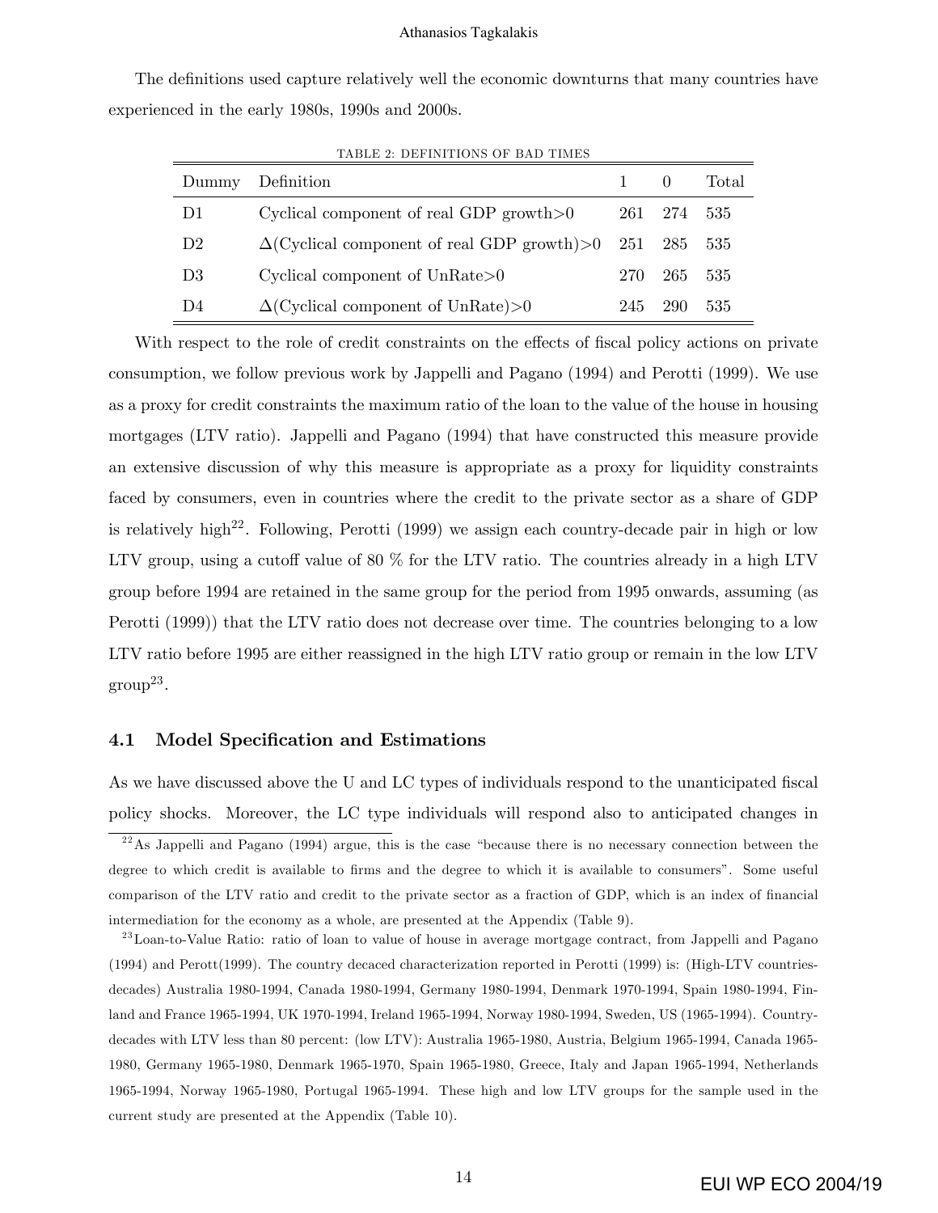The definitions used capture relatively well the economic downturns that many countries have experienced in the early 1980s, 1990s and 2000s.

TABLE 2: DEFINITIONS OF BAD TIMES

| Dummy | Definition | 1 | 0 | Total |
|---|---|---|---|---|
| D1 | Cyclical component of real GDP growth>0 | 261 | 274 | 535 |
| D2 | $\Delta$(Cyclical component of real GDP growth)>0 | 251 | 285 | 535 |
| D3 | Cyclical component of UnRate>0 | 270 | 265 | 535 |
| D4 | $\Delta$(Cyclical component of UnRate)>0 | 245 | 290 | 535 |

With respect to the role of credit constraints on the effects of fiscal policy actions on private consumption, we follow previous work by Jappelli and Pagano (1994) and Perotti (1999). We use as a proxy for credit constraints the maximum ratio of the loan to the value of the house in housing mortgages (LTV ratio). Jappelli and Pagano (1994) that have constructed this measure provide an extensive discussion of why this measure is appropriate as a proxy for liquidity constraints faced by consumers, even in countries where the credit to the private sector as a share of GDP is relatively high[22]. Following, Perotti (1999) we assign each country-decade pair in high or low LTV group, using a cutoff value of 80 % for the LTV ratio. The countries already in a high LTV group before 1994 are retained in the same group for the period from 1995 onwards, assuming (as Perotti (1999)) that the LTV ratio does not decrease over time. The countries belonging to a low LTV ratio before 1995 are either reassigned in the high LTV ratio group or remain in the low LTV group[23].

### 4.1 Model Specification and Estimations

As we have discussed above the U and LC types of individuals respond to the unanticipated fiscal policy shocks. Moreover, the LC type individuals will respond also to anticipated changes in

[22] As Jappelli and Pagano (1994) argue, this is the case "because there is no necessary connection between the degree to which credit is available to firms and the degree to which it is available to consumers". Some useful comparison of the LTV ratio and credit to the private sector as a fraction of GDP, which is an index of financial intermediation for the economy as a whole, are presented at the Appendix (Table 9).

[23] Loan-to-Value Ratio: ratio of loan to value of house in average mortgage contract, from Jappelli and Pagano (1994) and Perott(1999). The country decaced characterization reported in Perotti (1999) is: (High-LTV countries-decades) Australia 1980-1994, Canada 1980-1994, Germany 1980-1994, Denmark 1970-1994, Spain 1980-1994, Finland and France 1965-1994, UK 1970-1994, Ireland 1965-1994, Norway 1980-1994, Sweden, US (1965-1994). Country-decades with LTV less than 80 percent: (low LTV): Australia 1965-1980, Austria, Belgium 1965-1994, Canada 1965-1980, Germany 1965-1980, Denmark 1965-1970, Spain 1965-1980, Greece, Italy and Japan 1965-1994, Netherlands 1965-1994, Norway 1965-1980, Portugal 1965-1994. These high and low LTV groups for the sample used in the current study are presented at the Appendix (Table 10).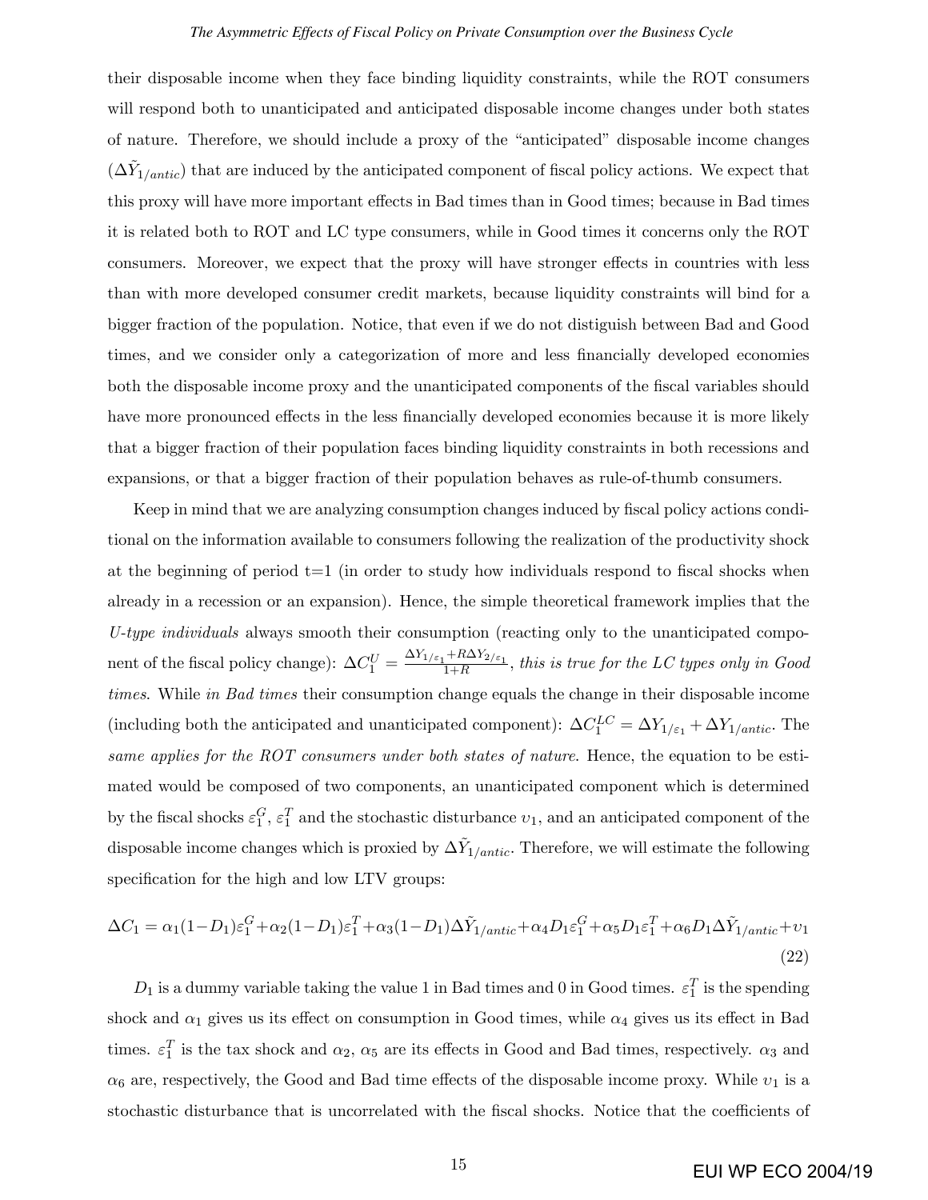their disposable income when they face binding liquidity constraints, while the ROT consumers will respond both to unanticipated and anticipated disposable income changes under both states of nature. Therefore, we should include a proxy of the "anticipated" disposable income changes ($\Delta\tilde{Y}_{1/antic}$) that are induced by the anticipated component of fiscal policy actions. We expect that this proxy will have more important effects in Bad times than in Good times; because in Bad times it is related both to ROT and LC type consumers, while in Good times it concerns only the ROT consumers. Moreover, we expect that the proxy will have stronger effects in countries with less than with more developed consumer credit markets, because liquidity constraints will bind for a bigger fraction of the population. Notice, that even if we do not distiguish between Bad and Good times, and we consider only a categorization of more and less financially developed economies both the disposable income proxy and the unanticipated components of the fiscal variables should have more pronounced effects in the less financially developed economies because it is more likely that a bigger fraction of their population faces binding liquidity constraints in both recessions and expansions, or that a bigger fraction of their population behaves as rule-of-thumb consumers.

Keep in mind that we are analyzing consumption changes induced by fiscal policy actions conditional on the information available to consumers following the realization of the productivity shock at the beginning of period t=1 (in order to study how individuals respond to fiscal shocks when already in a recession or an expansion). Hence, the simple theoretical framework implies that the *U-type individuals* always smooth their consumption (reacting only to the unanticipated component of the fiscal policy change): $\Delta C_1^U = \frac{\Delta Y_{1/\varepsilon_1} + R\Delta Y_{2/\varepsilon_1}}{1+R}$, *this is true for the LC types only in Good times*. While *in Bad times* their consumption change equals the change in their disposable income (including both the anticipated and unanticipated component): $\Delta C_1^{LC} = \Delta Y_{1/\varepsilon_1} + \Delta Y_{1/antic}$. The *same applies for the ROT consumers under both states of nature*. Hence, the equation to be estimated would be composed of two components, an unanticipated component which is determined by the fiscal shocks $\varepsilon_1^G$, $\varepsilon_1^T$ and the stochastic disturbance $\upsilon_1$, and an anticipated component of the disposable income changes which is proxied by $\Delta\tilde{Y}_{1/antic}$. Therefore, we will estimate the following specification for the high and low LTV groups:

$$\Delta C_1 = \alpha_1(1-D_1)\varepsilon_1^G + \alpha_2(1-D_1)\varepsilon_1^T + \alpha_3(1-D_1)\Delta\tilde{Y}_{1/antic} + \alpha_4 D_1\varepsilon_1^G + \alpha_5 D_1\varepsilon_1^T + \alpha_6 D_1\Delta\tilde{Y}_{1/antic} + \upsilon_1 \tag{22}$$

$D_1$ is a dummy variable taking the value 1 in Bad times and 0 in Good times. $\varepsilon_1^T$ is the spending shock and $\alpha_1$ gives us its effect on consumption in Good times, while $\alpha_4$ gives us its effect in Bad times. $\varepsilon_1^T$ is the tax shock and $\alpha_2$, $\alpha_5$ are its effects in Good and Bad times, respectively. $\alpha_3$ and $\alpha_6$ are, respectively, the Good and Bad time effects of the disposable income proxy. While $\upsilon_1$ is a stochastic disturbance that is uncorrelated with the fiscal shocks. Notice that the coefficients of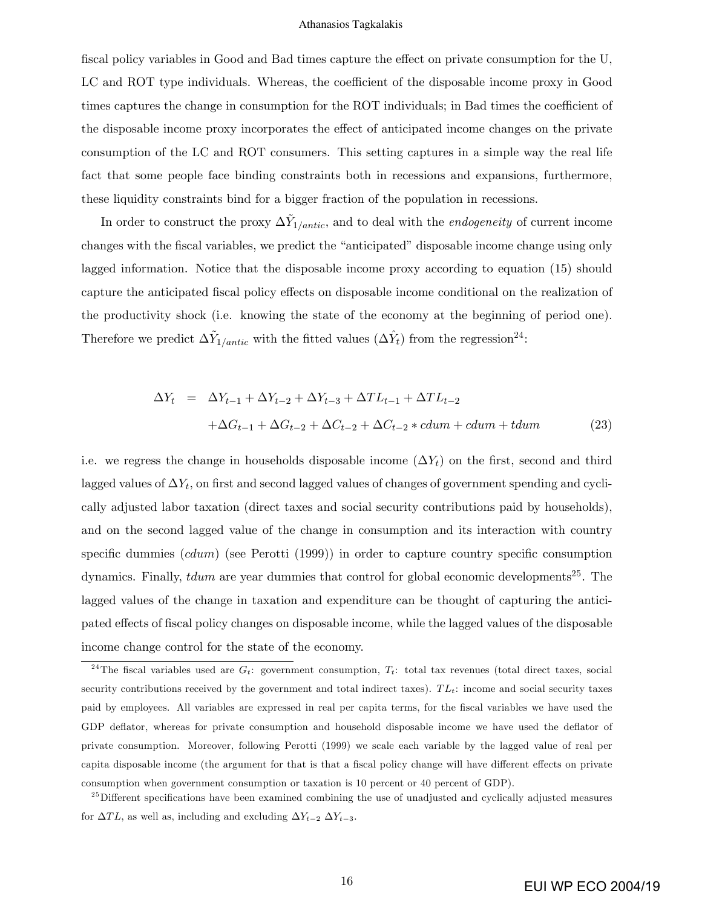fiscal policy variables in Good and Bad times capture the effect on private consumption for the U, LC and ROT type individuals. Whereas, the coefficient of the disposable income proxy in Good times captures the change in consumption for the ROT individuals; in Bad times the coefficient of the disposable income proxy incorporates the effect of anticipated income changes on the private consumption of the LC and ROT consumers. This setting captures in a simple way the real life fact that some people face binding constraints both in recessions and expansions, furthermore, these liquidity constraints bind for a bigger fraction of the population in recessions.

In order to construct the proxy $\Delta\tilde{Y}_{1/antic}$, and to deal with the *endogeneity* of current income changes with the fiscal variables, we predict the "anticipated" disposable income change using only lagged information. Notice that the disposable income proxy according to equation (15) should capture the anticipated fiscal policy effects on disposable income conditional on the realization of the productivity shock (i.e. knowing the state of the economy at the beginning of period one). Therefore we predict $\Delta\tilde{Y}_{1/antic}$ with the fitted values ($\Delta\hat{Y}_t$) from the regression[24]:

$$
\begin{aligned}
\Delta Y_t \quad = \quad & \Delta Y_{t-1} + \Delta Y_{t-2} + \Delta Y_{t-3} + \Delta TL_{t-1} + \Delta TL_{t-2} \\
& + \Delta G_{t-1} + \Delta G_{t-2} + \Delta C_{t-2} + \Delta C_{t-2} * cdum + cdum + tdum \qquad (23)
\end{aligned}
$$

i.e. we regress the change in households disposable income ($\Delta Y_t$) on the first, second and third lagged values of $\Delta Y_t$, on first and second lagged values of changes of government spending and cyclically adjusted labor taxation (direct taxes and social security contributions paid by households), and on the second lagged value of the change in consumption and its interaction with country specific dummies (*cdum*) (see Perotti (1999)) in order to capture country specific consumption dynamics. Finally, *tdum* are year dummies that control for global economic developments[25]. The lagged values of the change in taxation and expenditure can be thought of capturing the anticipated effects of fiscal policy changes on disposable income, while the lagged values of the disposable income change control for the state of the economy.

[24] The fiscal variables used are $G_t$: government consumption, $T_t$: total tax revenues (total direct taxes, social security contributions received by the government and total indirect taxes). $TL_t$: income and social security taxes paid by employees. All variables are expressed in real per capita terms, for the fiscal variables we have used the GDP deflator, whereas for private consumption and household disposable income we have used the deflator of private consumption. Moreover, following Perotti (1999) we scale each variable by the lagged value of real per capita disposable income (the argument for that is that a fiscal policy change will have different effects on private consumption when government consumption or taxation is 10 percent or 40 percent of GDP).

[25] Different specifications have been examined combining the use of unadjusted and cyclically adjusted measures for $\Delta TL$, as well as, including and excluding $\Delta Y_{t-2}$ $\Delta Y_{t-3}$.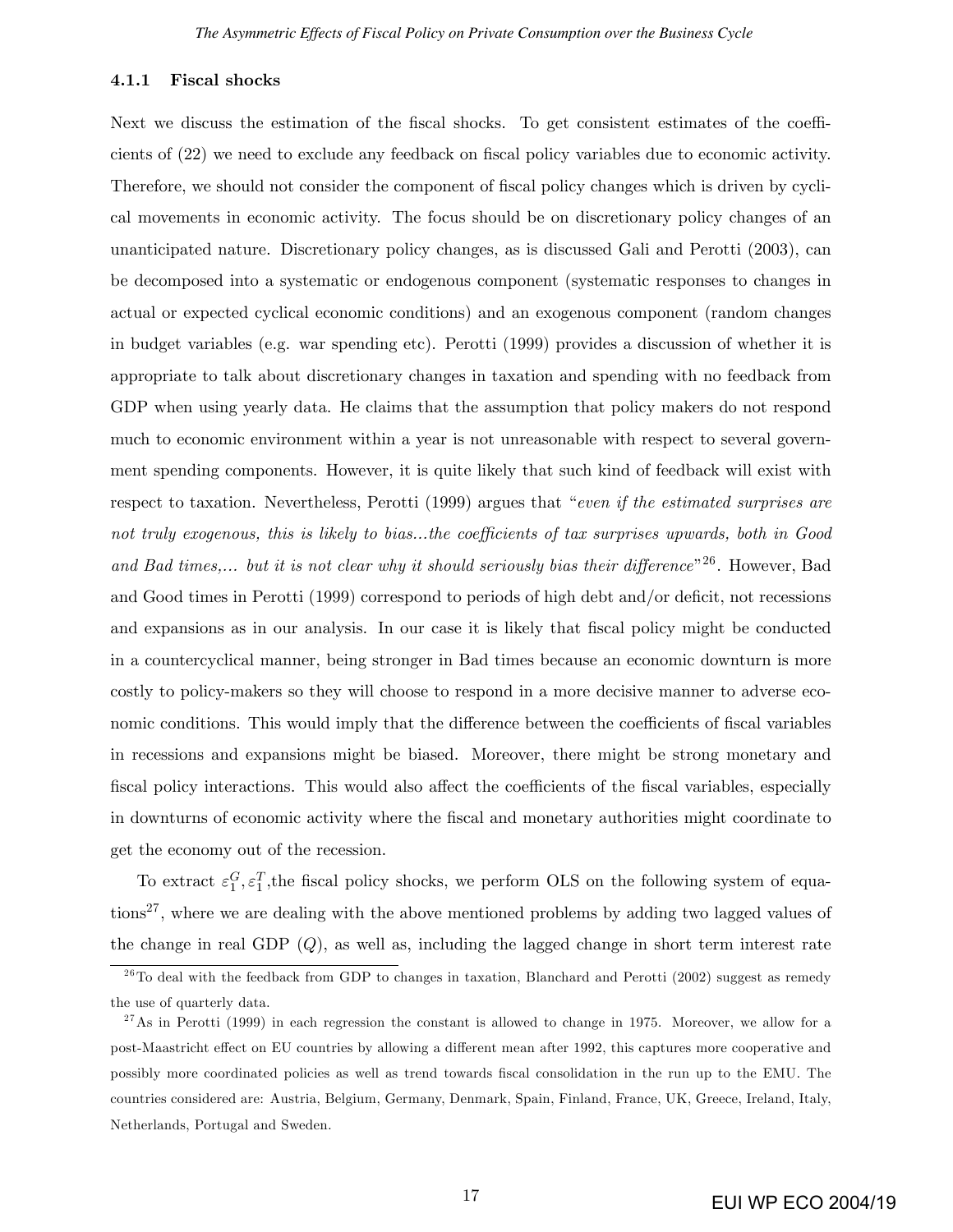#### 4.1.1 Fiscal shocks

Next we discuss the estimation of the fiscal shocks. To get consistent estimates of the coefficients of (22) we need to exclude any feedback on fiscal policy variables due to economic activity. Therefore, we should not consider the component of fiscal policy changes which is driven by cyclical movements in economic activity. The focus should be on discretionary policy changes of an unanticipated nature. Discretionary policy changes, as is discussed Gali and Perotti (2003), can be decomposed into a systematic or endogenous component (systematic responses to changes in actual or expected cyclical economic conditions) and an exogenous component (random changes in budget variables (e.g. war spending etc). Perotti (1999) provides a discussion of whether it is appropriate to talk about discretionary changes in taxation and spending with no feedback from GDP when using yearly data. He claims that the assumption that policy makers do not respond much to economic environment within a year is not unreasonable with respect to several government spending components. However, it is quite likely that such kind of feedback will exist with respect to taxation. Nevertheless, Perotti (1999) argues that "*even if the estimated surprises are not truly exogenous, this is likely to bias...the coefficients of tax surprises upwards, both in Good and Bad times,... but it is not clear why it should seriously bias their difference*"[26]. However, Bad and Good times in Perotti (1999) correspond to periods of high debt and/or deficit, not recessions and expansions as in our analysis. In our case it is likely that fiscal policy might be conducted in a countercyclical manner, being stronger in Bad times because an economic downturn is more costly to policy-makers so they will choose to respond in a more decisive manner to adverse economic conditions. This would imply that the difference between the coefficients of fiscal variables in recessions and expansions might be biased. Moreover, there might be strong monetary and fiscal policy interactions. This would also affect the coefficients of the fiscal variables, especially in downturns of economic activity where the fiscal and monetary authorities might coordinate to get the economy out of the recession.

To extract $\varepsilon_1^G, \varepsilon_1^T$,the fiscal policy shocks, we perform OLS on the following system of equations[27], where we are dealing with the above mentioned problems by adding two lagged values of the change in real GDP ($Q$), as well as, including the lagged change in short term interest rate

[26] To deal with the feedback from GDP to changes in taxation, Blanchard and Perotti (2002) suggest as remedy the use of quarterly data.

[27] As in Perotti (1999) in each regression the constant is allowed to change in 1975. Moreover, we allow for a post-Maastricht effect on EU countries by allowing a different mean after 1992, this captures more cooperative and possibly more coordinated policies as well as trend towards fiscal consolidation in the run up to the EMU. The countries considered are: Austria, Belgium, Germany, Denmark, Spain, Finland, France, UK, Greece, Ireland, Italy, Netherlands, Portugal and Sweden.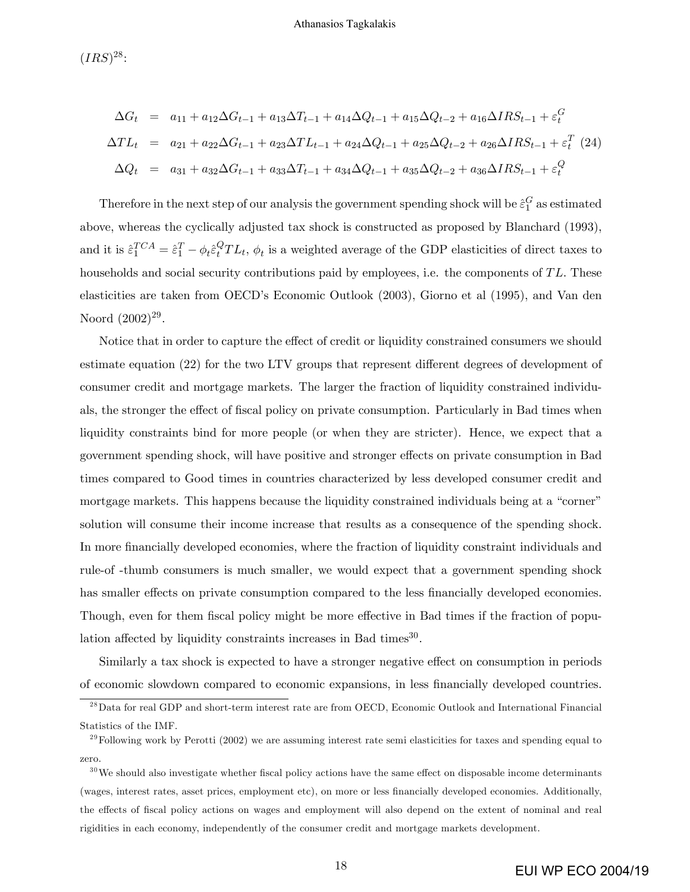$(IRS)$[28]:

$$
\begin{aligned}
\Delta G_t &= a_{11} + a_{12}\Delta G_{t-1} + a_{13}\Delta T_{t-1} + a_{14}\Delta Q_{t-1} + a_{15}\Delta Q_{t-2} + a_{16}\Delta IRS_{t-1} + \varepsilon_t^G \\
\Delta TL_t &= a_{21} + a_{22}\Delta G_{t-1} + a_{23}\Delta TL_{t-1} + a_{24}\Delta Q_{t-1} + a_{25}\Delta Q_{t-2} + a_{26}\Delta IRS_{t-1} + \varepsilon_t^T \quad (24) \\
\Delta Q_t &= a_{31} + a_{32}\Delta G_{t-1} + a_{33}\Delta T_{t-1} + a_{34}\Delta Q_{t-1} + a_{35}\Delta Q_{t-2} + a_{36}\Delta IRS_{t-1} + \varepsilon_t^Q
\end{aligned}
$$

Therefore in the next step of our analysis the government spending shock will be $\hat{\varepsilon}_1^G$ as estimated above, whereas the cyclically adjusted tax shock is constructed as proposed by Blanchard (1993), and it is $\hat{\varepsilon}_1^{TCA} = \hat{\varepsilon}_1^T - \phi_t \hat{\varepsilon}_t^Q TL_t$, $\phi_t$ is a weighted average of the GDP elasticities of direct taxes to households and social security contributions paid by employees, i.e. the components of $TL$. These elasticities are taken from OECD's Economic Outlook (2003), Giorno et al (1995), and Van den Noord (2002)[29].

Notice that in order to capture the effect of credit or liquidity constrained consumers we should estimate equation (22) for the two LTV groups that represent different degrees of development of consumer credit and mortgage markets. The larger the fraction of liquidity constrained individuals, the stronger the effect of fiscal policy on private consumption. Particularly in Bad times when liquidity constraints bind for more people (or when they are stricter). Hence, we expect that a government spending shock, will have positive and stronger effects on private consumption in Bad times compared to Good times in countries characterized by less developed consumer credit and mortgage markets. This happens because the liquidity constrained individuals being at a "corner" solution will consume their income increase that results as a consequence of the spending shock. In more financially developed economies, where the fraction of liquidity constraint individuals and rule-of -thumb consumers is much smaller, we would expect that a government spending shock has smaller effects on private consumption compared to the less financially developed economies. Though, even for them fiscal policy might be more effective in Bad times if the fraction of population affected by liquidity constraints increases in Bad times[30].

Similarly a tax shock is expected to have a stronger negative effect on consumption in periods of economic slowdown compared to economic expansions, in less financially developed countries.

[28] Data for real GDP and short-term interest rate are from OECD, Economic Outlook and International Financial Statistics of the IMF.

[29] Following work by Perotti (2002) we are assuming interest rate semi elasticities for taxes and spending equal to zero.

[30] We should also investigate whether fiscal policy actions have the same effect on disposable income determinants (wages, interest rates, asset prices, employment etc), on more or less financially developed economies. Additionally, the effects of fiscal policy actions on wages and employment will also depend on the extent of nominal and real rigidities in each economy, independently of the consumer credit and mortgage markets development.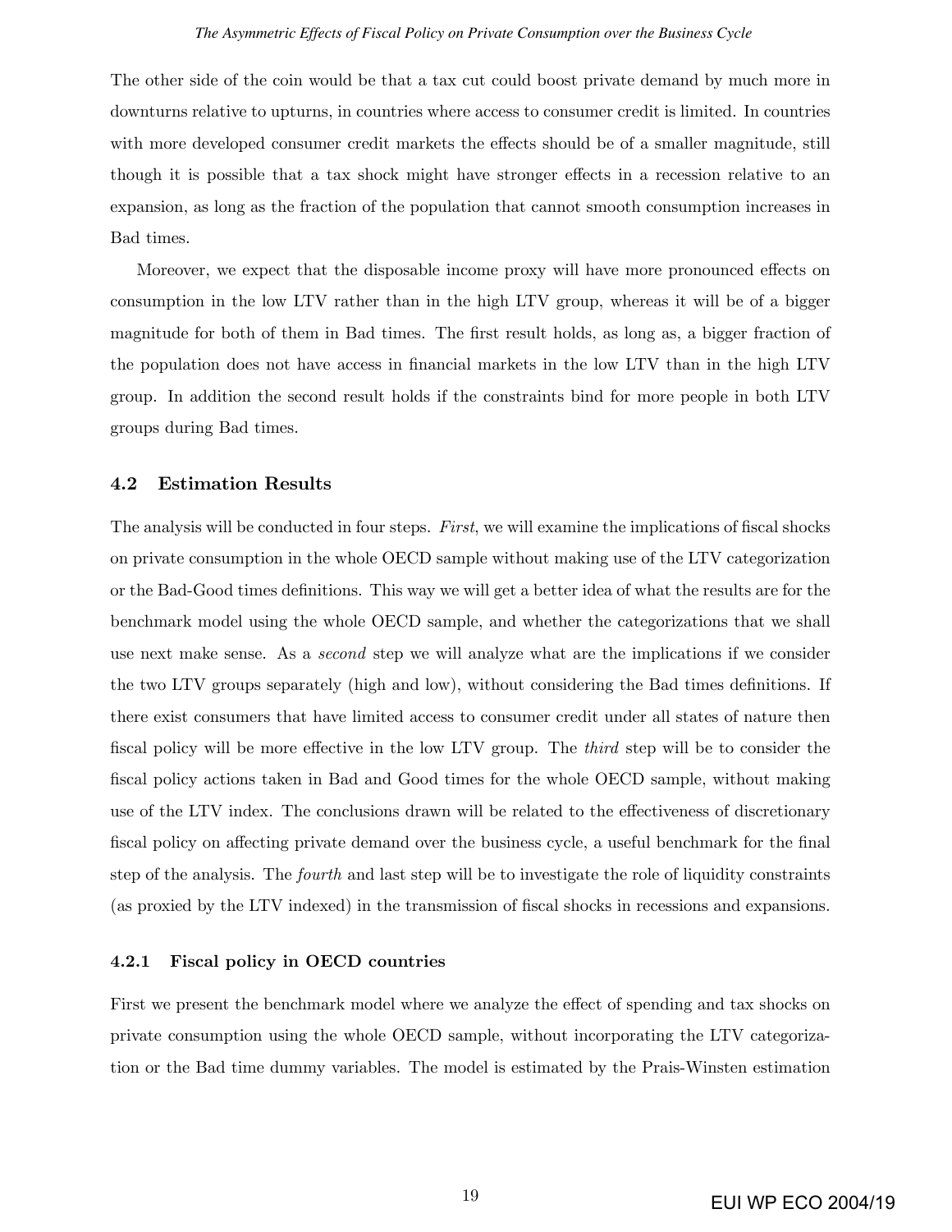The other side of the coin would be that a tax cut could boost private demand by much more in downturns relative to upturns, in countries where access to consumer credit is limited. In countries with more developed consumer credit markets the effects should be of a smaller magnitude, still though it is possible that a tax shock might have stronger effects in a recession relative to an expansion, as long as the fraction of the population that cannot smooth consumption increases in Bad times.

Moreover, we expect that the disposable income proxy will have more pronounced effects on consumption in the low LTV rather than in the high LTV group, whereas it will be of a bigger magnitude for both of them in Bad times. The first result holds, as long as, a bigger fraction of the population does not have access in financial markets in the low LTV than in the high LTV group. In addition the second result holds if the constraints bind for more people in both LTV groups during Bad times.

### 4.2 Estimation Results

The analysis will be conducted in four steps. *First*, we will examine the implications of fiscal shocks on private consumption in the whole OECD sample without making use of the LTV categorization or the Bad-Good times definitions. This way we will get a better idea of what the results are for the benchmark model using the whole OECD sample, and whether the categorizations that we shall use next make sense. As a *second* step we will analyze what are the implications if we consider the two LTV groups separately (high and low), without considering the Bad times definitions. If there exist consumers that have limited access to consumer credit under all states of nature then fiscal policy will be more effective in the low LTV group. The *third* step will be to consider the fiscal policy actions taken in Bad and Good times for the whole OECD sample, without making use of the LTV index. The conclusions drawn will be related to the effectiveness of discretionary fiscal policy on affecting private demand over the business cycle, a useful benchmark for the final step of the analysis. The *fourth* and last step will be to investigate the role of liquidity constraints (as proxied by the LTV indexed) in the transmission of fiscal shocks in recessions and expansions.

#### 4.2.1 Fiscal policy in OECD countries

First we present the benchmark model where we analyze the effect of spending and tax shocks on private consumption using the whole OECD sample, without incorporating the LTV categorization or the Bad time dummy variables. The model is estimated by the Prais-Winsten estimation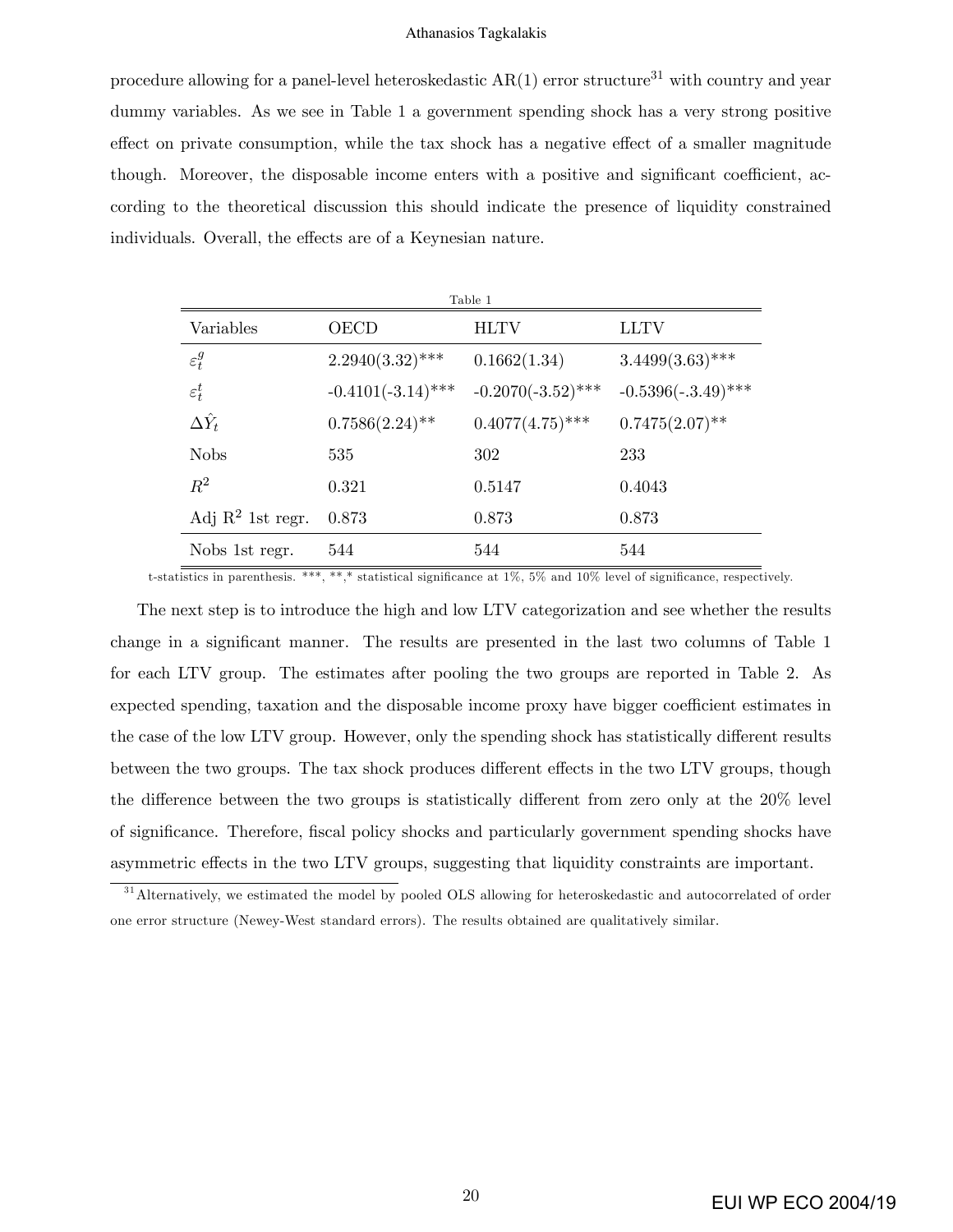procedure allowing for a panel-level heteroskedastic AR(1) error structure[31] with country and year dummy variables. As we see in Table 1 a government spending shock has a very strong positive effect on private consumption, while the tax shock has a negative effect of a smaller magnitude though. Moreover, the disposable income enters with a positive and significant coefficient, according to the theoretical discussion this should indicate the presence of liquidity constrained individuals. Overall, the effects are of a Keynesian nature.

Table 1

| Variables | OECD | HLTV | LLTV |
|---|---|---|---|
| $\varepsilon_t^g$ | 2.2940(3.32)*** | 0.1662(1.34) | 3.4499(3.63)*** |
| $\varepsilon_t^t$ | -0.4101(-3.14)*** | -0.2070(-3.52)*** | -0.5396(-.3.49)*** |
| $\Delta\hat{Y}_t$ | 0.7586(2.24)** | 0.4077(4.75)*** | 0.7475(2.07)** |
| Nobs | 535 | 302 | 233 |
| $R^2$ | 0.321 | 0.5147 | 0.4043 |
| Adj $R^2$ 1st regr. | 0.873 | 0.873 | 0.873 |
| Nobs 1st regr. | 544 | 544 | 544 |

t-statistics in parenthesis. ***, **,* statistical significance at 1%, 5% and 10% level of significance, respectively.

The next step is to introduce the high and low LTV categorization and see whether the results change in a significant manner. The results are presented in the last two columns of Table 1 for each LTV group. The estimates after pooling the two groups are reported in Table 2. As expected spending, taxation and the disposable income proxy have bigger coefficient estimates in the case of the low LTV group. However, only the spending shock has statistically different results between the two groups. The tax shock produces different effects in the two LTV groups, though the difference between the two groups is statistically different from zero only at the 20% level of significance. Therefore, fiscal policy shocks and particularly government spending shocks have asymmetric effects in the two LTV groups, suggesting that liquidity constraints are important.

[31] Alternatively, we estimated the model by pooled OLS allowing for heteroskedastic and autocorrelated of order one error structure (Newey-West standard errors). The results obtained are qualitatively similar.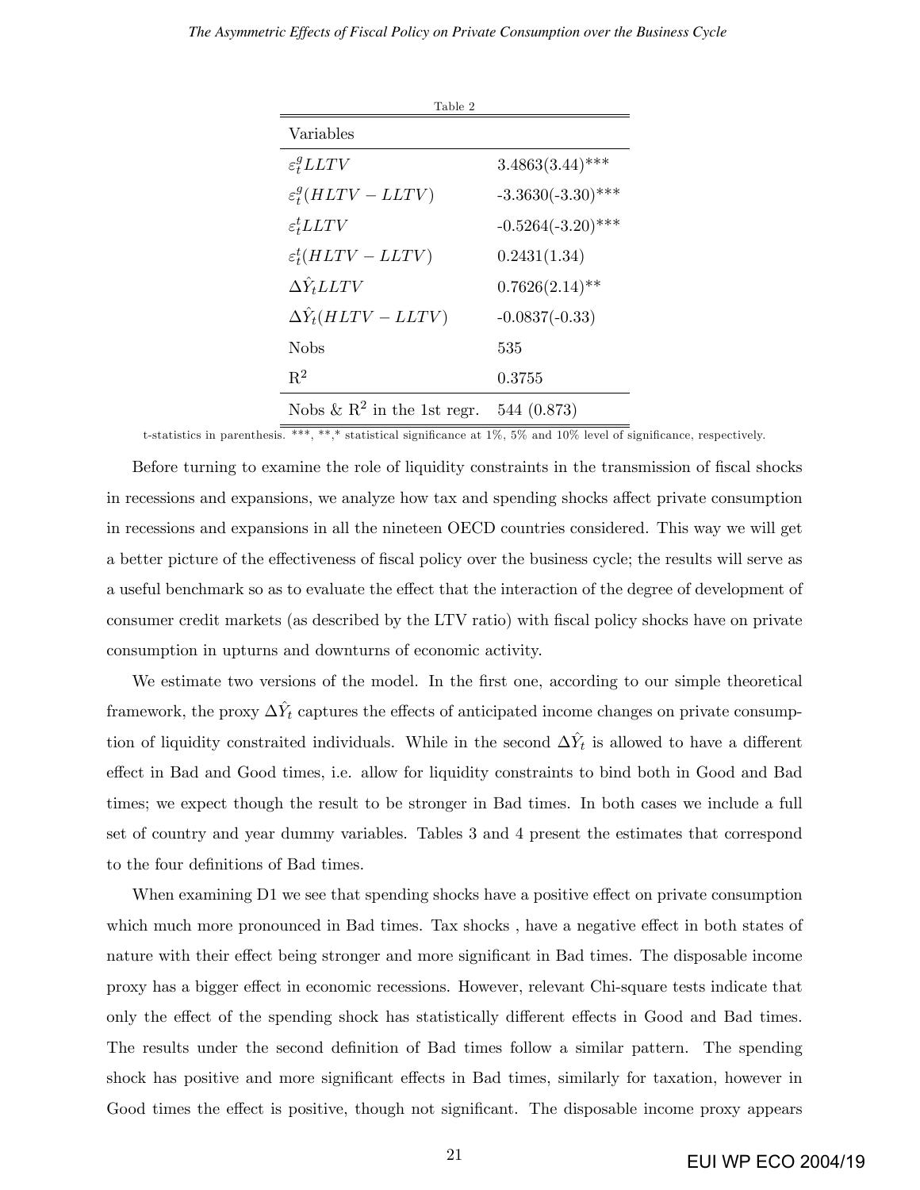Table 2

| Variables | |
|---|---|
| $\varepsilon_t^g LLTV$ | 3.4863(3.44)*** |
| $\varepsilon_t^g (HLTV - LLTV)$ | -3.3630(-3.30)*** |
| $\varepsilon_t^t LLTV$ | -0.5264(-3.20)*** |
| $\varepsilon_t^t (HLTV - LLTV)$ | 0.2431(1.34) |
| $\Delta \hat{Y}_t LLTV$ | 0.7626(2.14)** |
| $\Delta \hat{Y}_t (HLTV - LLTV)$ | -0.0837(-0.33) |
| Nobs | 535 |
| $R^2$ | 0.3755 |
| Nobs & $R^2$ in the 1st regr. | 544 (0.873) |

t-statistics in parenthesis. ***, **,* statistical significance at 1%, 5% and 10% level of significance, respectively.

Before turning to examine the role of liquidity constraints in the transmission of fiscal shocks in recessions and expansions, we analyze how tax and spending shocks affect private consumption in recessions and expansions in all the nineteen OECD countries considered. This way we will get a better picture of the effectiveness of fiscal policy over the business cycle; the results will serve as a useful benchmark so as to evaluate the effect that the interaction of the degree of development of consumer credit markets (as described by the LTV ratio) with fiscal policy shocks have on private consumption in upturns and downturns of economic activity.

We estimate two versions of the model. In the first one, according to our simple theoretical framework, the proxy $\Delta \hat{Y}_t$ captures the effects of anticipated income changes on private consumption of liquidity constraited individuals. While in the second $\Delta \hat{Y}_t$ is allowed to have a different effect in Bad and Good times, i.e. allow for liquidity constraints to bind both in Good and Bad times; we expect though the result to be stronger in Bad times. In both cases we include a full set of country and year dummy variables. Tables 3 and 4 present the estimates that correspond to the four definitions of Bad times.

When examining D1 we see that spending shocks have a positive effect on private consumption which much more pronounced in Bad times. Tax shocks , have a negative effect in both states of nature with their effect being stronger and more significant in Bad times. The disposable income proxy has a bigger effect in economic recessions. However, relevant Chi-square tests indicate that only the effect of the spending shock has statistically different effects in Good and Bad times. The results under the second definition of Bad times follow a similar pattern. The spending shock has positive and more significant effects in Bad times, similarly for taxation, however in Good times the effect is positive, though not significant. The disposable income proxy appears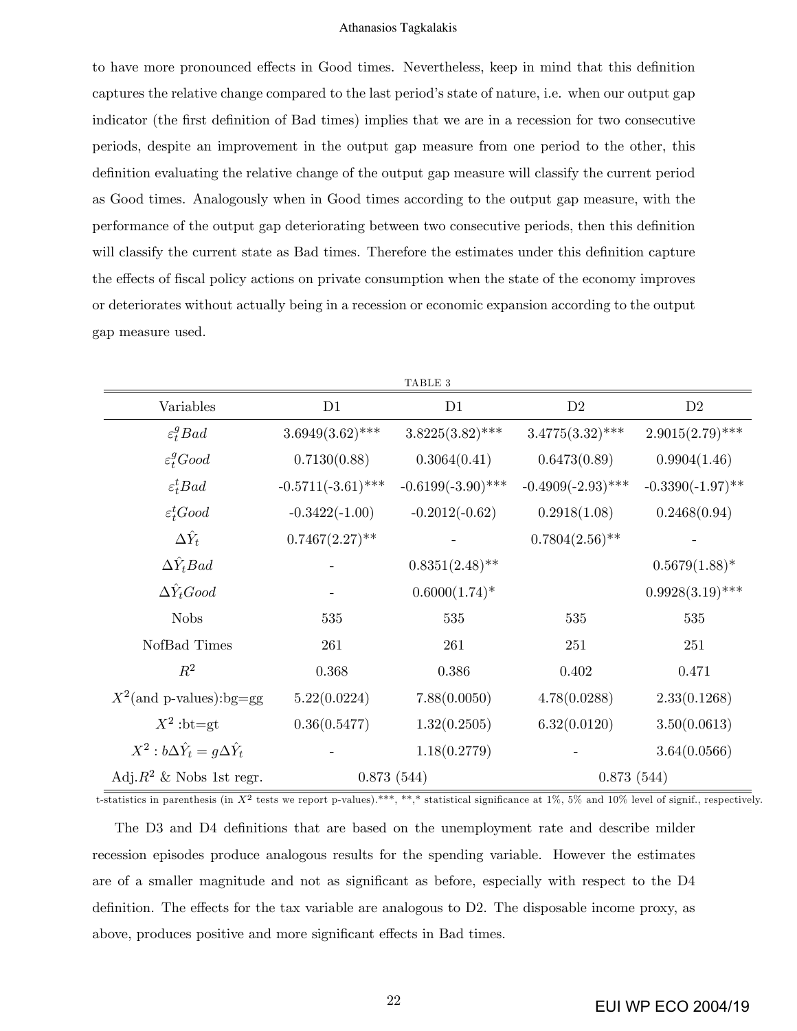to have more pronounced effects in Good times. Nevertheless, keep in mind that this definition captures the relative change compared to the last period's state of nature, i.e. when our output gap indicator (the first definition of Bad times) implies that we are in a recession for two consecutive periods, despite an improvement in the output gap measure from one period to the other, this definition evaluating the relative change of the output gap measure will classify the current period as Good times. Analogously when in Good times according to the output gap measure, with the performance of the output gap deteriorating between two consecutive periods, then this definition will classify the current state as Bad times. Therefore the estimates under this definition capture the effects of fiscal policy actions on private consumption when the state of the economy improves or deteriorates without actually being in a recession or economic expansion according to the output gap measure used.

TABLE 3

| Variables | D1 | D1 | D2 | D2 |
|---|---|---|---|---|
| $\varepsilon_t^g Bad$ | 3.6949(3.62)*** | 3.8225(3.82)*** | 3.4775(3.32)*** | 2.9015(2.79)*** |
| $\varepsilon_t^g Good$ | 0.7130(0.88) | 0.3064(0.41) | 0.6473(0.89) | 0.9904(1.46) |
| $\varepsilon_t^t Bad$ | -0.5711(-3.61)*** | -0.6199(-3.90)*** | -0.4909(-2.93)*** | -0.3390(-1.97)** |
| $\varepsilon_t^t Good$ | -0.3422(-1.00) | -0.2012(-0.62) | 0.2918(1.08) | 0.2468(0.94) |
| $\Delta\hat{Y}_t$ | 0.7467(2.27)** | - | 0.7804(2.56)** | - |
| $\Delta\hat{Y}_t Bad$ | - | 0.8351(2.48)** | | 0.5679(1.88)* |
| $\Delta\hat{Y}_t Good$ | - | 0.6000(1.74)* | | 0.9928(3.19)*** |
| Nobs | 535 | 535 | 535 | 535 |
| NofBad Times | 261 | 261 | 251 | 251 |
| $R^2$ | 0.368 | 0.386 | 0.402 | 0.471 |
| $X^2$(and p-values):bg=gg | 5.22(0.0224) | 7.88(0.0050) | 4.78(0.0288) | 2.33(0.1268) |
| $X^2$ :bt=gt | 0.36(0.5477) | 1.32(0.2505) | 6.32(0.0120) | 3.50(0.0613) |
| $X^2 : b\Delta\hat{Y}_t = g\Delta\hat{Y}_t$ | - | 1.18(0.2779) | - | 3.64(0.0566) |
| Adj.$R^2$ & Nobs 1st regr. | 0.873 (544) | | 0.873 (544) | |

t-statistics in parenthesis (in $X^2$ tests we report p-values).***, **,* statistical significance at 1%, 5% and 10% level of signif., respectively.

The D3 and D4 definitions that are based on the unemployment rate and describe milder recession episodes produce analogous results for the spending variable. However the estimates are of a smaller magnitude and not as significant as before, especially with respect to the D4 definition. The effects for the tax variable are analogous to D2. The disposable income proxy, as above, produces positive and more significant effects in Bad times.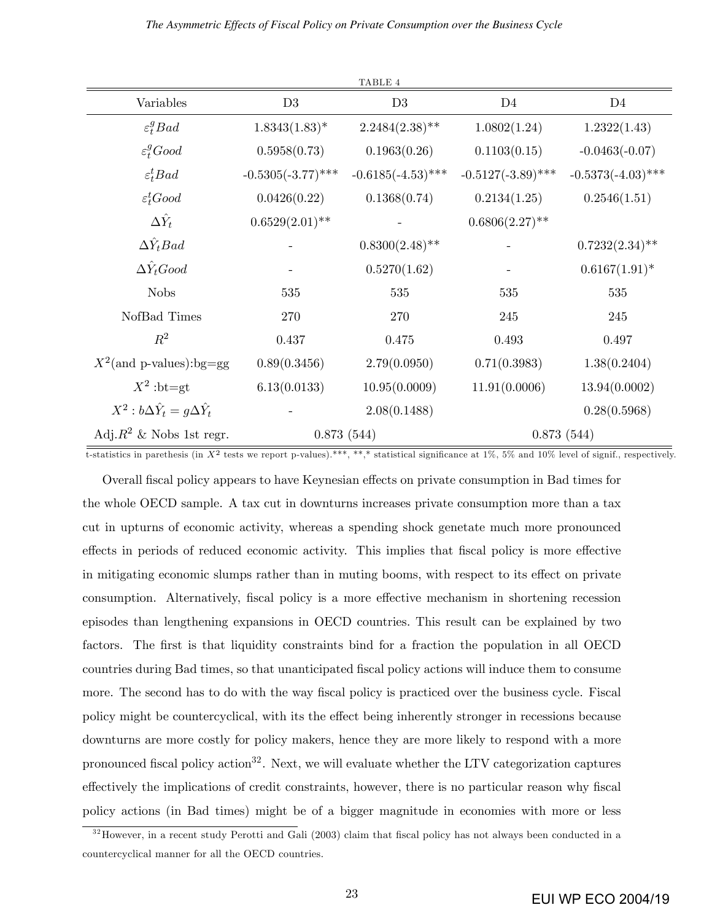TABLE 4

| Variables | D3 | D3 | D4 | D4 |
|---|---|---|---|---|
| $\varepsilon_t^g Bad$ | 1.8343(1.83)* | 2.2484(2.38)** | 1.0802(1.24) | 1.2322(1.43) |
| $\varepsilon_t^g Good$ | 0.5958(0.73) | 0.1963(0.26) | 0.1103(0.15) | -0.0463(-0.07) |
| $\varepsilon_t^t Bad$ | -0.5305(-3.77)*** | -0.6185(-4.53)*** | -0.5127(-3.89)*** | -0.5373(-4.03)*** |
| $\varepsilon_t^t Good$ | 0.0426(0.22) | 0.1368(0.74) | 0.2134(1.25) | 0.2546(1.51) |
| $\Delta\hat{Y}_t$ | 0.6529(2.01)** | - | 0.6806(2.27)** | |
| $\Delta\hat{Y}_t Bad$ | - | 0.8300(2.48)** | - | 0.7232(2.34)** |
| $\Delta\hat{Y}_t Good$ | - | 0.5270(1.62) | - | 0.6167(1.91)* |
| Nobs | 535 | 535 | 535 | 535 |
| NofBad Times | 270 | 270 | 245 | 245 |
| $R^2$ | 0.437 | 0.475 | 0.493 | 0.497 |
| $X^2$(and p-values):bg=gg | 0.89(0.3456) | 2.79(0.0950) | 0.71(0.3983) | 1.38(0.2404) |
| $X^2$ :bt=gt | 6.13(0.0133) | 10.95(0.0009) | 11.91(0.0006) | 13.94(0.0002) |
| $X^2 : b\Delta\hat{Y}_t = g\Delta\hat{Y}_t$ | - | 2.08(0.1488) | | 0.28(0.5968) |
| Adj.$R^2$ & Nobs 1st regr. | 0.873 (544) | | 0.873 (544) | |

t-statistics in parethesis (in $X^2$ tests we report p-values).***, **,* statistical significance at 1%, 5% and 10% level of signif., respectively.

Overall fiscal policy appears to have Keynesian effects on private consumption in Bad times for the whole OECD sample. A tax cut in downturns increases private consumption more than a tax cut in upturns of economic activity, whereas a spending shock genetate much more pronounced effects in periods of reduced economic activity. This implies that fiscal policy is more effective in mitigating economic slumps rather than in muting booms, with respect to its effect on private consumption. Alternatively, fiscal policy is a more effective mechanism in shortening recession episodes than lengthening expansions in OECD countries. This result can be explained by two factors. The first is that liquidity constraints bind for a fraction the population in all OECD countries during Bad times, so that unanticipated fiscal policy actions will induce them to consume more. The second has to do with the way fiscal policy is practiced over the business cycle. Fiscal policy might be countercyclical, with its the effect being inherently stronger in recessions because downturns are more costly for policy makers, hence they are more likely to respond with a more pronounced fiscal policy action[32]. Next, we will evaluate whether the LTV categorization captures effectively the implications of credit constraints, however, there is no particular reason why fiscal policy actions (in Bad times) might be of a bigger magnitude in economies with more or less

[32] However, in a recent study Perotti and Gali (2003) claim that fiscal policy has not always been conducted in a countercyclical manner for all the OECD countries.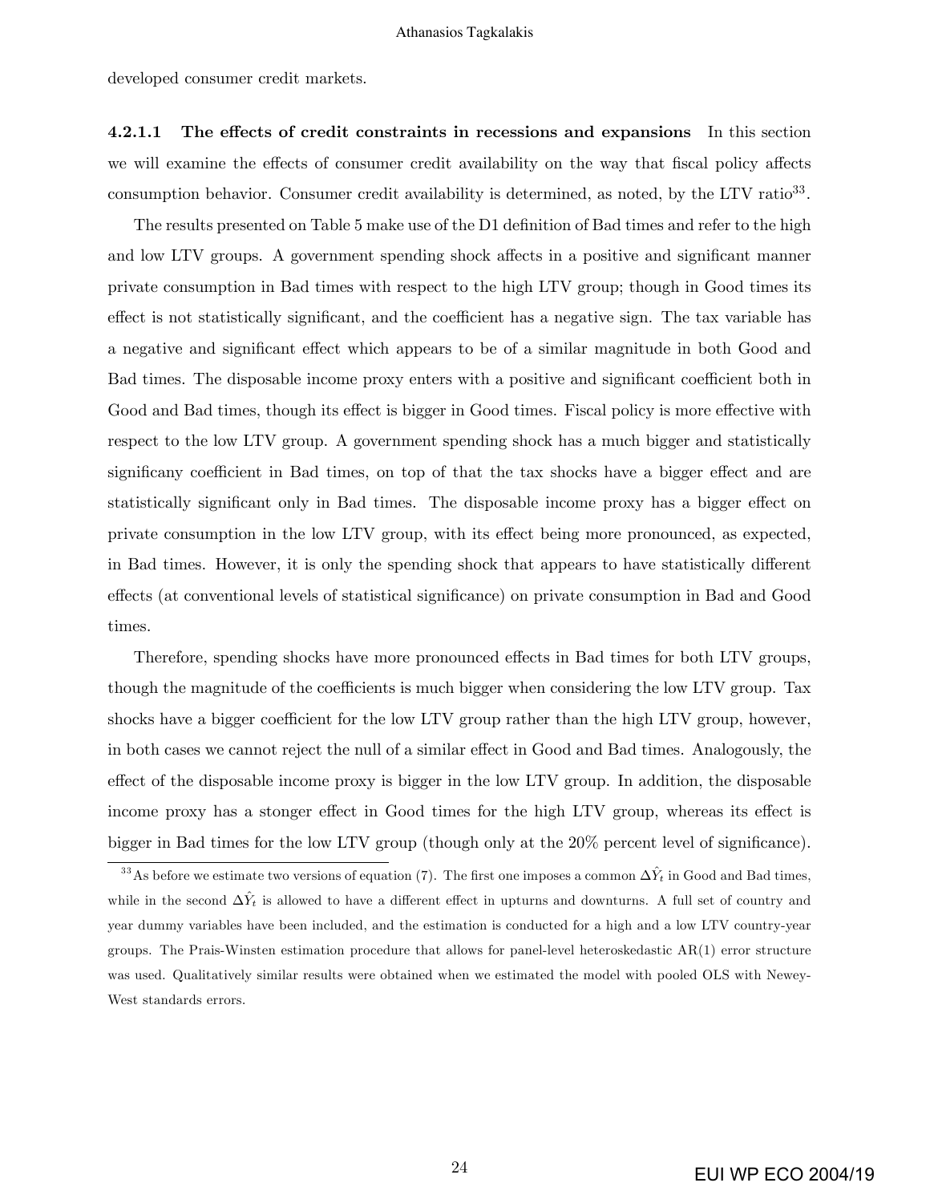developed consumer credit markets.

#### 4.2.1.1 The effects of credit constraints in recessions and expansions

In this section we will examine the effects of consumer credit availability on the way that fiscal policy affects consumption behavior. Consumer credit availability is determined, as noted, by the LTV ratio[33].

The results presented on Table 5 make use of the D1 definition of Bad times and refer to the high and low LTV groups. A government spending shock affects in a positive and significant manner private consumption in Bad times with respect to the high LTV group; though in Good times its effect is not statistically significant, and the coefficient has a negative sign. The tax variable has a negative and significant effect which appears to be of a similar magnitude in both Good and Bad times. The disposable income proxy enters with a positive and significant coefficient both in Good and Bad times, though its effect is bigger in Good times. Fiscal policy is more effective with respect to the low LTV group. A government spending shock has a much bigger and statistically significany coefficient in Bad times, on top of that the tax shocks have a bigger effect and are statistically significant only in Bad times. The disposable income proxy has a bigger effect on private consumption in the low LTV group, with its effect being more pronounced, as expected, in Bad times. However, it is only the spending shock that appears to have statistically different effects (at conventional levels of statistical significance) on private consumption in Bad and Good times.

Therefore, spending shocks have more pronounced effects in Bad times for both LTV groups, though the magnitude of the coefficients is much bigger when considering the low LTV group. Tax shocks have a bigger coefficient for the low LTV group rather than the high LTV group, however, in both cases we cannot reject the null of a similar effect in Good and Bad times. Analogously, the effect of the disposable income proxy is bigger in the low LTV group. In addition, the disposable income proxy has a stonger effect in Good times for the high LTV group, whereas its effect is bigger in Bad times for the low LTV group (though only at the 20% percent level of significance).

[33] As before we estimate two versions of equation (7). The first one imposes a common $\Delta\hat{Y}_t$ in Good and Bad times, while in the second $\Delta\hat{Y}_t$ is allowed to have a different effect in upturns and downturns. A full set of country and year dummy variables have been included, and the estimation is conducted for a high and a low LTV country-year groups. The Prais-Winsten estimation procedure that allows for panel-level heteroskedastic AR(1) error structure was used. Qualitatively similar results were obtained when we estimated the model with pooled OLS with Newey-West standards errors.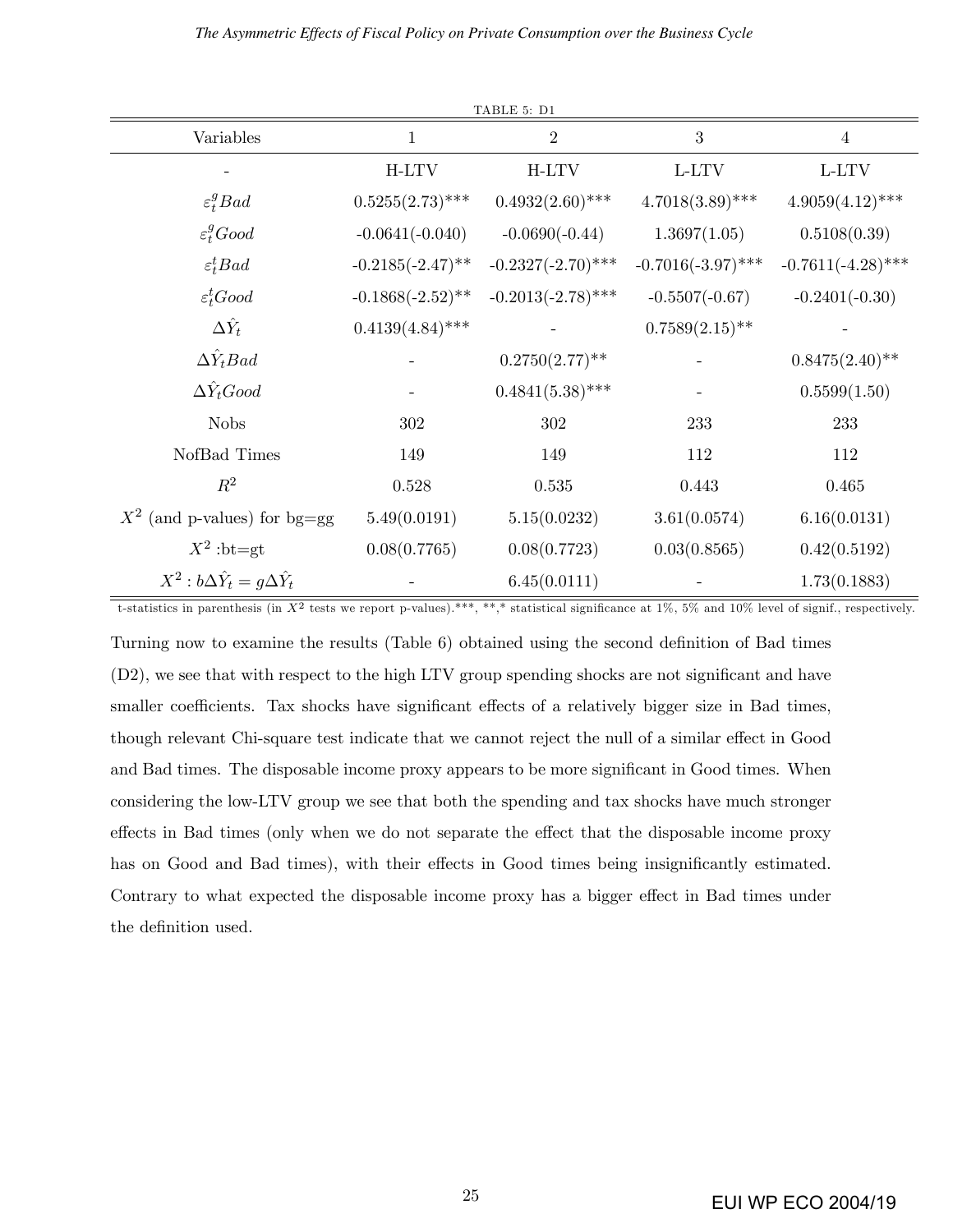TABLE 5: D1

| Variables | 1 | 2 | 3 | 4 |
|---|---|---|---|---|
| - | H-LTV | H-LTV | L-LTV | L-LTV |
| $\varepsilon_t^g Bad$ | 0.5255(2.73)*** | 0.4932(2.60)*** | 4.7018(3.89)*** | 4.9059(4.12)*** |
| $\varepsilon_t^g Good$ | -0.0641(-0.040) | -0.0690(-0.44) | 1.3697(1.05) | 0.5108(0.39) |
| $\varepsilon_t^t Bad$ | -0.2185(-2.47)** | -0.2327(-2.70)*** | -0.7016(-3.97)*** | -0.7611(-4.28)*** |
| $\varepsilon_t^t Good$ | -0.1868(-2.52)** | -0.2013(-2.78)*** | -0.5507(-0.67) | -0.2401(-0.30) |
| $\Delta\hat{Y}_t$ | 0.4139(4.84)*** | - | 0.7589(2.15)** | - |
| $\Delta\hat{Y}_t Bad$ | - | 0.2750(2.77)** | - | 0.8475(2.40)** |
| $\Delta\hat{Y}_t Good$ | - | 0.4841(5.38)*** | - | 0.5599(1.50) |
| Nobs | 302 | 302 | 233 | 233 |
| NofBad Times | 149 | 149 | 112 | 112 |
| $R^2$ | 0.528 | 0.535 | 0.443 | 0.465 |
| $X^2$ (and p-values) for bg=gg | 5.49(0.0191) | 5.15(0.0232) | 3.61(0.0574) | 6.16(0.0131) |
| $X^2$ :bt=gt | 0.08(0.7765) | 0.08(0.7723) | 0.03(0.8565) | 0.42(0.5192) |
| $X^2 : b\Delta\hat{Y}_t = g\Delta\hat{Y}_t$ | - | 6.45(0.0111) | - | 1.73(0.1883) |

t-statistics in parenthesis (in $X^2$ tests we report p-values).***, **,* statistical significance at 1%, 5% and 10% level of signif., respectively.

Turning now to examine the results (Table 6) obtained using the second definition of Bad times (D2), we see that with respect to the high LTV group spending shocks are not significant and have smaller coefficients. Tax shocks have significant effects of a relatively bigger size in Bad times, though relevant Chi-square test indicate that we cannot reject the null of a similar effect in Good and Bad times. The disposable income proxy appears to be more significant in Good times. When considering the low-LTV group we see that both the spending and tax shocks have much stronger effects in Bad times (only when we do not separate the effect that the disposable income proxy has on Good and Bad times), with their effects in Good times being insignificantly estimated. Contrary to what expected the disposable income proxy has a bigger effect in Bad times under the definition used.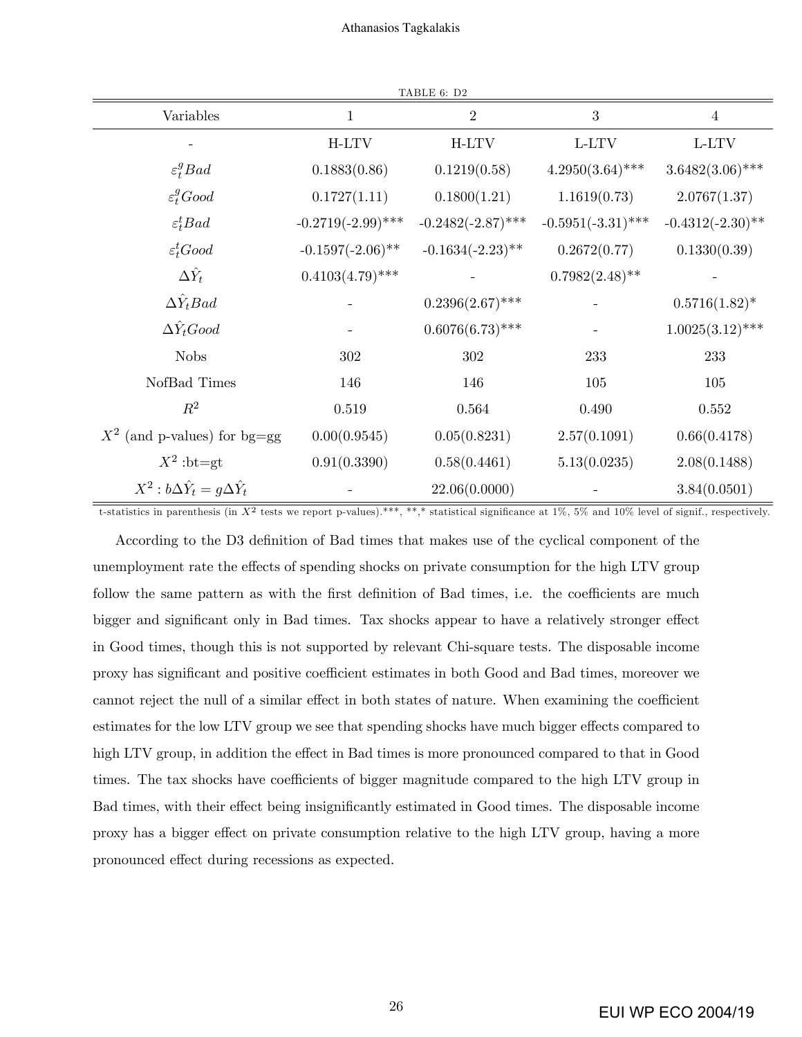TABLE 6: D2

| Variables | 1 | 2 | 3 | 4 |
|---|---|---|---|---|
| - | H-LTV | H-LTV | L-LTV | L-LTV |
| $\varepsilon_t^g Bad$ | 0.1883(0.86) | 0.1219(0.58) | 4.2950(3.64)*** | 3.6482(3.06)*** |
| $\varepsilon_t^g Good$ | 0.1727(1.11) | 0.1800(1.21) | 1.1619(0.73) | 2.0767(1.37) |
| $\varepsilon_t^t Bad$ | -0.2719(-2.99)*** | -0.2482(-2.87)*** | -0.5951(-3.31)*** | -0.4312(-2.30)** |
| $\varepsilon_t^t Good$ | -0.1597(-2.06)** | -0.1634(-2.23)** | 0.2672(0.77) | 0.1330(0.39) |
| $\Delta\hat{Y}_t$ | 0.4103(4.79)*** | - | 0.7982(2.48)** | - |
| $\Delta\hat{Y}_t Bad$ | - | 0.2396(2.67)*** | - | 0.5716(1.82)* |
| $\Delta\hat{Y}_t Good$ | - | 0.6076(6.73)*** | - | 1.0025(3.12)*** |
| Nobs | 302 | 302 | 233 | 233 |
| NofBad Times | 146 | 146 | 105 | 105 |
| $R^2$ | 0.519 | 0.564 | 0.490 | 0.552 |
| $X^2$ (and p-values) for bg=gg | 0.00(0.9545) | 0.05(0.8231) | 2.57(0.1091) | 0.66(0.4178) |
| $X^2$ :bt=gt | 0.91(0.3390) | 0.58(0.4461) | 5.13(0.0235) | 2.08(0.1488) |
| $X^2 : b\Delta\hat{Y}_t = g\Delta\hat{Y}_t$ | - | 22.06(0.0000) | - | 3.84(0.0501) |

t-statistics in parenthesis (in $X^2$ tests we report p-values).***, **,* statistical significance at 1%, 5% and 10% level of signif., respectively.

According to the D3 definition of Bad times that makes use of the cyclical component of the unemployment rate the effects of spending shocks on private consumption for the high LTV group follow the same pattern as with the first definition of Bad times, i.e. the coefficients are much bigger and significant only in Bad times. Tax shocks appear to have a relatively stronger effect in Good times, though this is not supported by relevant Chi-square tests. The disposable income proxy has significant and positive coefficient estimates in both Good and Bad times, moreover we cannot reject the null of a similar effect in both states of nature. When examining the coefficient estimates for the low LTV group we see that spending shocks have much bigger effects compared to high LTV group, in addition the effect in Bad times is more pronounced compared to that in Good times. The tax shocks have coefficients of bigger magnitude compared to the high LTV group in Bad times, with their effect being insignificantly estimated in Good times. The disposable income proxy has a bigger effect on private consumption relative to the high LTV group, having a more pronounced effect during recessions as expected.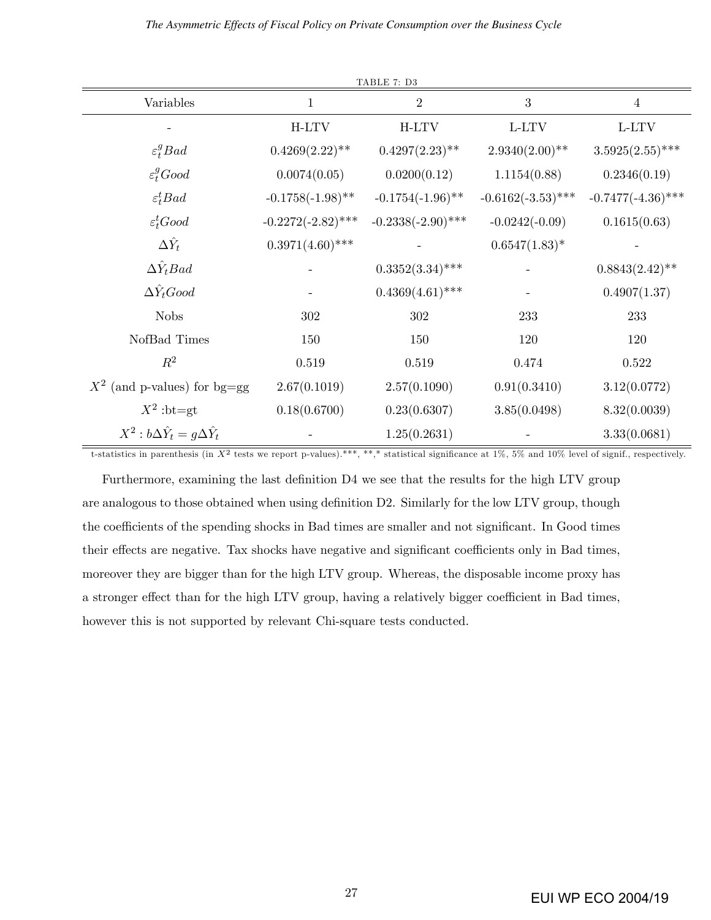TABLE 7: D3

| Variables | 1 | 2 | 3 | 4 |
|---|---|---|---|---|
| - | H-LTV | H-LTV | L-LTV | L-LTV |
| $\varepsilon_t^g Bad$ | 0.4269(2.22)** | 0.4297(2.23)** | 2.9340(2.00)** | 3.5925(2.55)*** |
| $\varepsilon_t^g Good$ | 0.0074(0.05) | 0.0200(0.12) | 1.1154(0.88) | 0.2346(0.19) |
| $\varepsilon_t^t Bad$ | -0.1758(-1.98)** | -0.1754(-1.96)** | -0.6162(-3.53)*** | -0.7477(-4.36)*** |
| $\varepsilon_t^t Good$ | -0.2272(-2.82)*** | -0.2338(-2.90)*** | -0.0242(-0.09) | 0.1615(0.63) |
| $\Delta\hat{Y}_t$ | 0.3971(4.60)*** | - | 0.6547(1.83)* | - |
| $\Delta\hat{Y}_t Bad$ | - | 0.3352(3.34)*** | - | 0.8843(2.42)** |
| $\Delta\hat{Y}_t Good$ | - | 0.4369(4.61)*** | - | 0.4907(1.37) |
| Nobs | 302 | 302 | 233 | 233 |
| NofBad Times | 150 | 150 | 120 | 120 |
| $R^2$ | 0.519 | 0.519 | 0.474 | 0.522 |
| $X^2$ (and p-values) for bg=gg | 2.67(0.1019) | 2.57(0.1090) | 0.91(0.3410) | 3.12(0.0772) |
| $X^2$ :bt=gt | 0.18(0.6700) | 0.23(0.6307) | 3.85(0.0498) | 8.32(0.0039) |
| $X^2 : b\Delta\hat{Y}_t = g\Delta\hat{Y}_t$ | - | 1.25(0.2631) | - | 3.33(0.0681) |

t-statistics in parenthesis (in $X^2$ tests we report p-values).***, **,* statistical significance at 1%, 5% and 10% level of signif., respectively.

Furthermore, examining the last definition D4 we see that the results for the high LTV group are analogous to those obtained when using definition D2. Similarly for the low LTV group, though the coefficients of the spending shocks in Bad times are smaller and not significant. In Good times their effects are negative. Tax shocks have negative and significant coefficients only in Bad times, moreover they are bigger than for the high LTV group. Whereas, the disposable income proxy has a stronger effect than for the high LTV group, having a relatively bigger coefficient in Bad times, however this is not supported by relevant Chi-square tests conducted.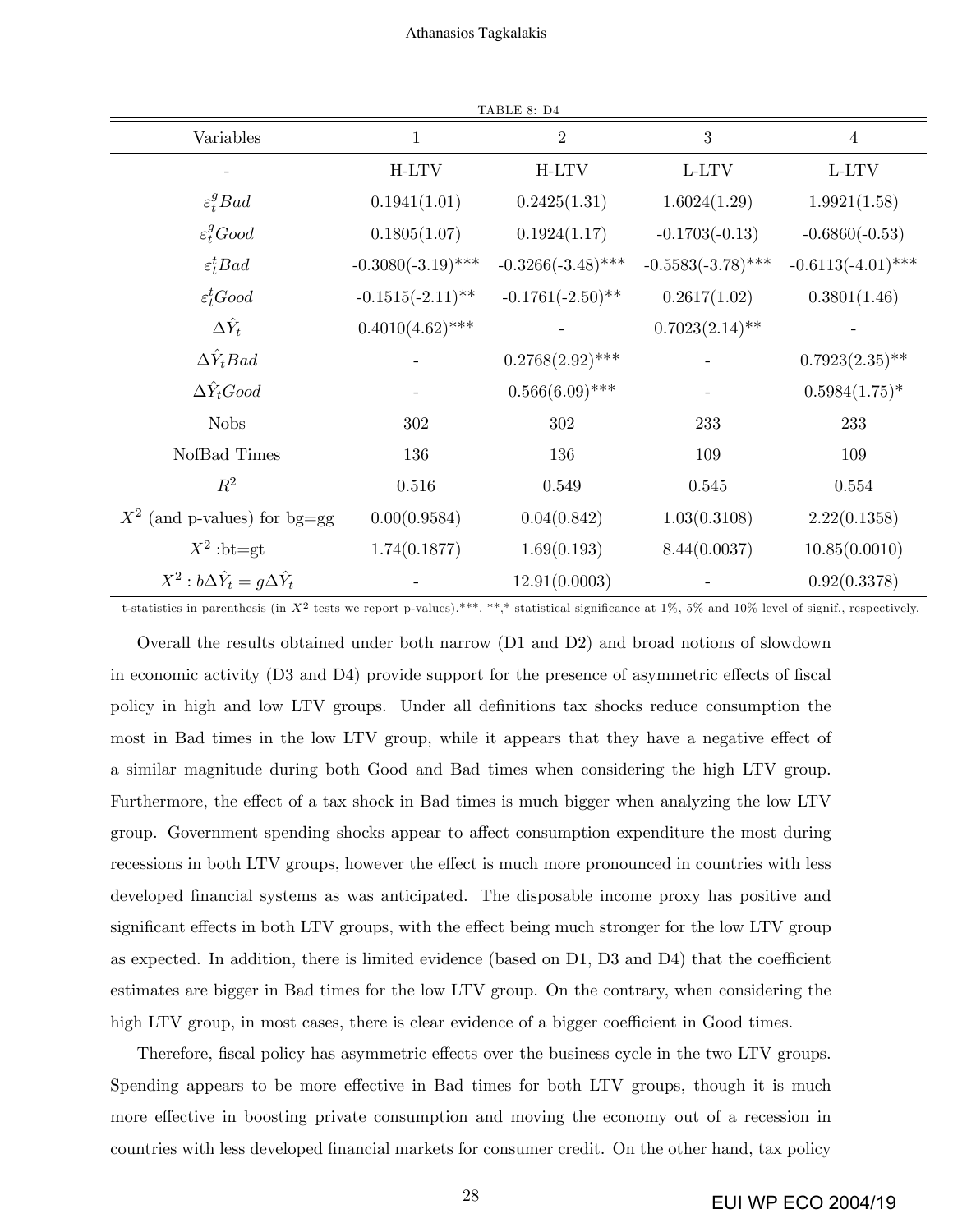TABLE 8: D4

| Variables | 1 | 2 | 3 | 4 |
|---|---|---|---|---|
| - | H-LTV | H-LTV | L-LTV | L-LTV |
| $\varepsilon_t^g Bad$ | 0.1941(1.01) | 0.2425(1.31) | 1.6024(1.29) | 1.9921(1.58) |
| $\varepsilon_t^g Good$ | 0.1805(1.07) | 0.1924(1.17) | -0.1703(-0.13) | -0.6860(-0.53) |
| $\varepsilon_t^t Bad$ | -0.3080(-3.19)*** | -0.3266(-3.48)*** | -0.5583(-3.78)*** | -0.6113(-4.01)*** |
| $\varepsilon_t^t Good$ | -0.1515(-2.11)** | -0.1761(-2.50)** | 0.2617(1.02) | 0.3801(1.46) |
| $\Delta\hat{Y}_t$ | 0.4010(4.62)*** | - | 0.7023(2.14)** | - |
| $\Delta\hat{Y}_t Bad$ | - | 0.2768(2.92)*** | - | 0.7923(2.35)** |
| $\Delta\hat{Y}_t Good$ | - | 0.566(6.09)*** | - | 0.5984(1.75)* |
| Nobs | 302 | 302 | 233 | 233 |
| NofBad Times | 136 | 136 | 109 | 109 |
| $R^2$ | 0.516 | 0.549 | 0.545 | 0.554 |
| $X^2$ (and p-values) for bg=gg | 0.00(0.9584) | 0.04(0.842) | 1.03(0.3108) | 2.22(0.1358) |
| $X^2$ :bt=gt | 1.74(0.1877) | 1.69(0.193) | 8.44(0.0037) | 10.85(0.0010) |
| $X^2 : b\Delta\hat{Y}_t = g\Delta\hat{Y}_t$ | - | 12.91(0.0003) | - | 0.92(0.3378) |

t-statistics in parenthesis (in $X^2$ tests we report p-values).***, **,* statistical significance at 1%, 5% and 10% level of signif., respectively.

Overall the results obtained under both narrow (D1 and D2) and broad notions of slowdown in economic activity (D3 and D4) provide support for the presence of asymmetric effects of fiscal policy in high and low LTV groups. Under all definitions tax shocks reduce consumption the most in Bad times in the low LTV group, while it appears that they have a negative effect of a similar magnitude during both Good and Bad times when considering the high LTV group. Furthermore, the effect of a tax shock in Bad times is much bigger when analyzing the low LTV group. Government spending shocks appear to affect consumption expenditure the most during recessions in both LTV groups, however the effect is much more pronounced in countries with less developed financial systems as was anticipated. The disposable income proxy has positive and significant effects in both LTV groups, with the effect being much stronger for the low LTV group as expected. In addition, there is limited evidence (based on D1, D3 and D4) that the coefficient estimates are bigger in Bad times for the low LTV group. On the contrary, when considering the high LTV group, in most cases, there is clear evidence of a bigger coefficient in Good times.

Therefore, fiscal policy has asymmetric effects over the business cycle in the two LTV groups. Spending appears to be more effective in Bad times for both LTV groups, though it is much more effective in boosting private consumption and moving the economy out of a recession in countries with less developed financial markets for consumer credit. On the other hand, tax policy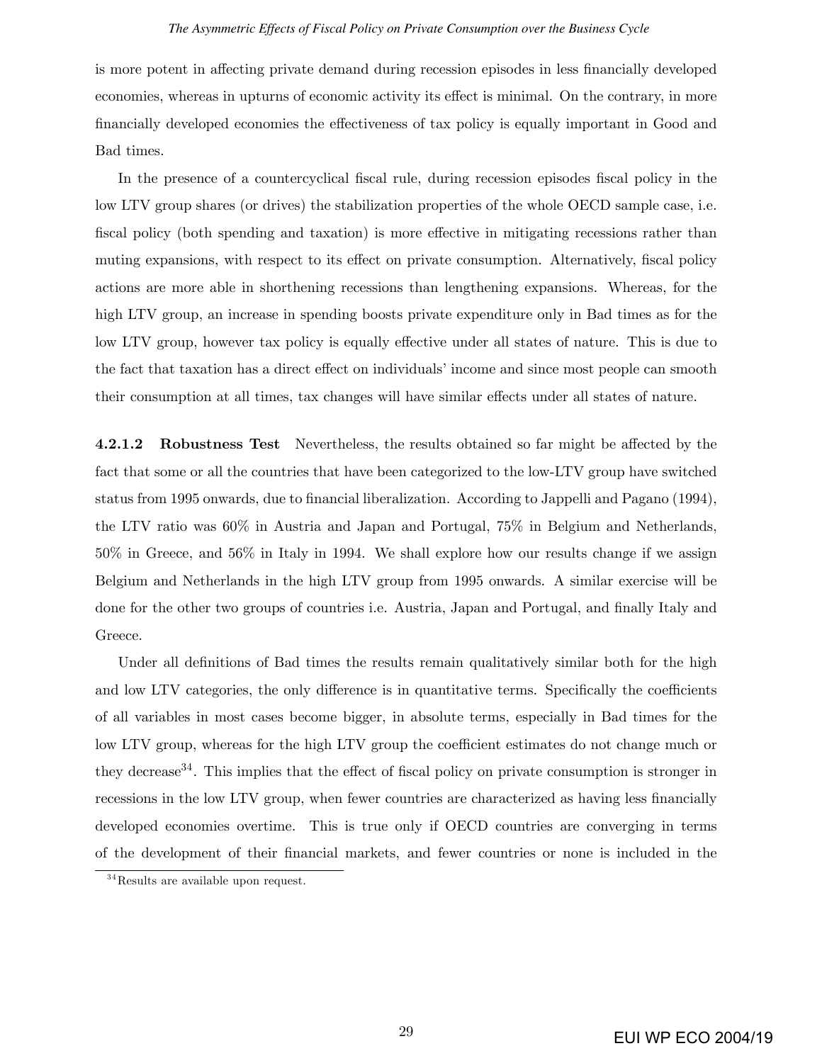is more potent in affecting private demand during recession episodes in less financially developed economies, whereas in upturns of economic activity its effect is minimal. On the contrary, in more financially developed economies the effectiveness of tax policy is equally important in Good and Bad times.

In the presence of a countercyclical fiscal rule, during recession episodes fiscal policy in the low LTV group shares (or drives) the stabilization properties of the whole OECD sample case, i.e. fiscal policy (both spending and taxation) is more effective in mitigating recessions rather than muting expansions, with respect to its effect on private consumption. Alternatively, fiscal policy actions are more able in shortening recessions than lengthening expansions. Whereas, for the high LTV group, an increase in spending boosts private expenditure only in Bad times as for the low LTV group, however tax policy is equally effective under all states of nature. This is due to the fact that taxation has a direct effect on individuals' income and since most people can smooth their consumption at all times, tax changes will have similar effects under all states of nature.

**4.2.1.2 Robustness Test** Nevertheless, the results obtained so far might be affected by the fact that some or all the countries that have been categorized to the low-LTV group have switched status from 1995 onwards, due to financial liberalization. According to Jappelli and Pagano (1994), the LTV ratio was 60% in Austria and Japan and Portugal, 75% in Belgium and Netherlands, 50% in Greece, and 56% in Italy in 1994. We shall explore how our results change if we assign Belgium and Netherlands in the high LTV group from 1995 onwards. A similar exercise will be done for the other two groups of countries i.e. Austria, Japan and Portugal, and finally Italy and Greece.

Under all definitions of Bad times the results remain qualitatively similar both for the high and low LTV categories, the only difference is in quantitative terms. Specifically the coefficients of all variables in most cases become bigger, in absolute terms, especially in Bad times for the low LTV group, whereas for the high LTV group the coefficient estimates do not change much or they decrease[34]. This implies that the effect of fiscal policy on private consumption is stronger in recessions in the low LTV group, when fewer countries are characterized as having less financially developed economies overtime. This is true only if OECD countries are converging in terms of the development of their financial markets, and fewer countries or none is included in the

[34] Results are available upon request.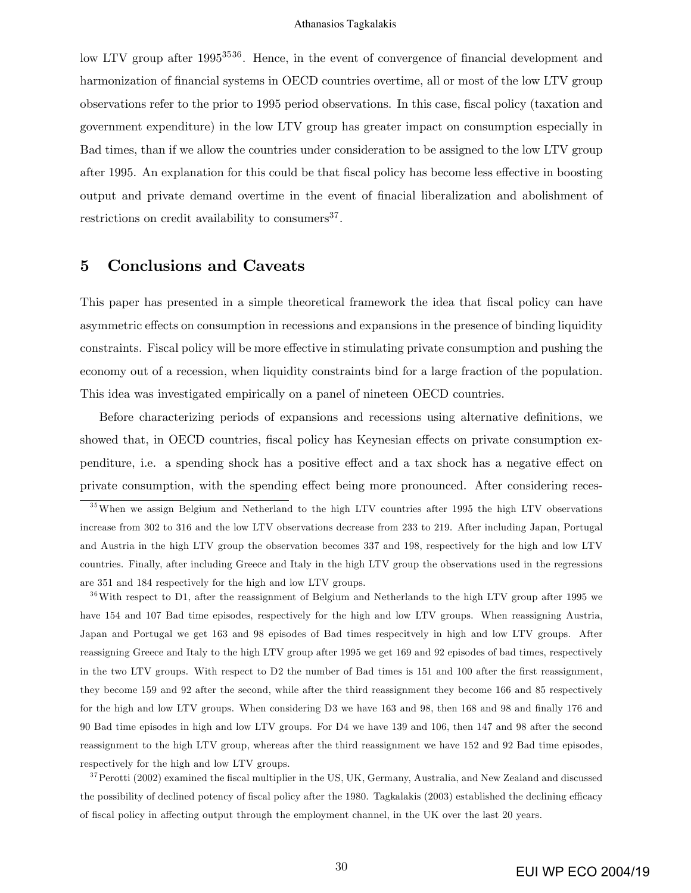low LTV group after 1995[35][36]. Hence, in the event of convergence of financial development and harmonization of financial systems in OECD countries overtime, all or most of the low LTV group observations refer to the prior to 1995 period observations. In this case, fiscal policy (taxation and government expenditure) in the low LTV group has greater impact on consumption especially in Bad times, than if we allow the countries under consideration to be assigned to the low LTV group after 1995. An explanation for this could be that fiscal policy has become less effective in boosting output and private demand overtime in the event of finacial liberalization and abolishment of restrictions on credit availability to consumers[37].

## 5 Conclusions and Caveats

This paper has presented in a simple theoretical framework the idea that fiscal policy can have asymmetric effects on consumption in recessions and expansions in the presence of binding liquidity constraints. Fiscal policy will be more effective in stimulating private consumption and pushing the economy out of a recession, when liquidity constraints bind for a large fraction of the population. This idea was investigated empirically on a panel of nineteen OECD countries.

Before characterizing periods of expansions and recessions using alternative definitions, we showed that, in OECD countries, fiscal policy has Keynesian effects on private consumption expenditure, i.e. a spending shock has a positive effect and a tax shock has a negative effect on private consumption, with the spending effect being more pronounced. After considering reces-

[35] When we assign Belgium and Netherland to the high LTV countries after 1995 the high LTV observations increase from 302 to 316 and the low LTV observations decrease from 233 to 219. After including Japan, Portugal and Austria in the high LTV group the observation becomes 337 and 198, respectively for the high and low LTV countries. Finally, after including Greece and Italy in the high LTV group the observations used in the regressions are 351 and 184 respectively for the high and low LTV groups.

[36] With respect to D1, after the reassignment of Belgium and Netherlands to the high LTV group after 1995 we have 154 and 107 Bad time episodes, respectively for the high and low LTV groups. When reassigning Austria, Japan and Portugal we get 163 and 98 episodes of Bad times respecitvely in high and low LTV groups. After reassigning Greece and Italy to the high LTV group after 1995 we get 169 and 92 episodes of bad times, respectively in the two LTV groups. With respect to D2 the number of Bad times is 151 and 100 after the first reassignment, they become 159 and 92 after the second, while after the third reassignment they become 166 and 85 respectively for the high and low LTV groups. When considering D3 we have 163 and 98, then 168 and 98 and finally 176 and 90 Bad time episodes in high and low LTV groups. For D4 we have 139 and 106, then 147 and 98 after the second reassignment to the high LTV group, whereas after the third reassignment we have 152 and 92 Bad time episodes, respectively for the high and low LTV groups.

[37] Perotti (2002) examined the fiscal multiplier in the US, UK, Germany, Australia, and New Zealand and discussed the possibility of declined potency of fiscal policy after the 1980. Tagkalakis (2003) established the declining efficacy of fiscal policy in affecting output through the employment channel, in the UK over the last 20 years.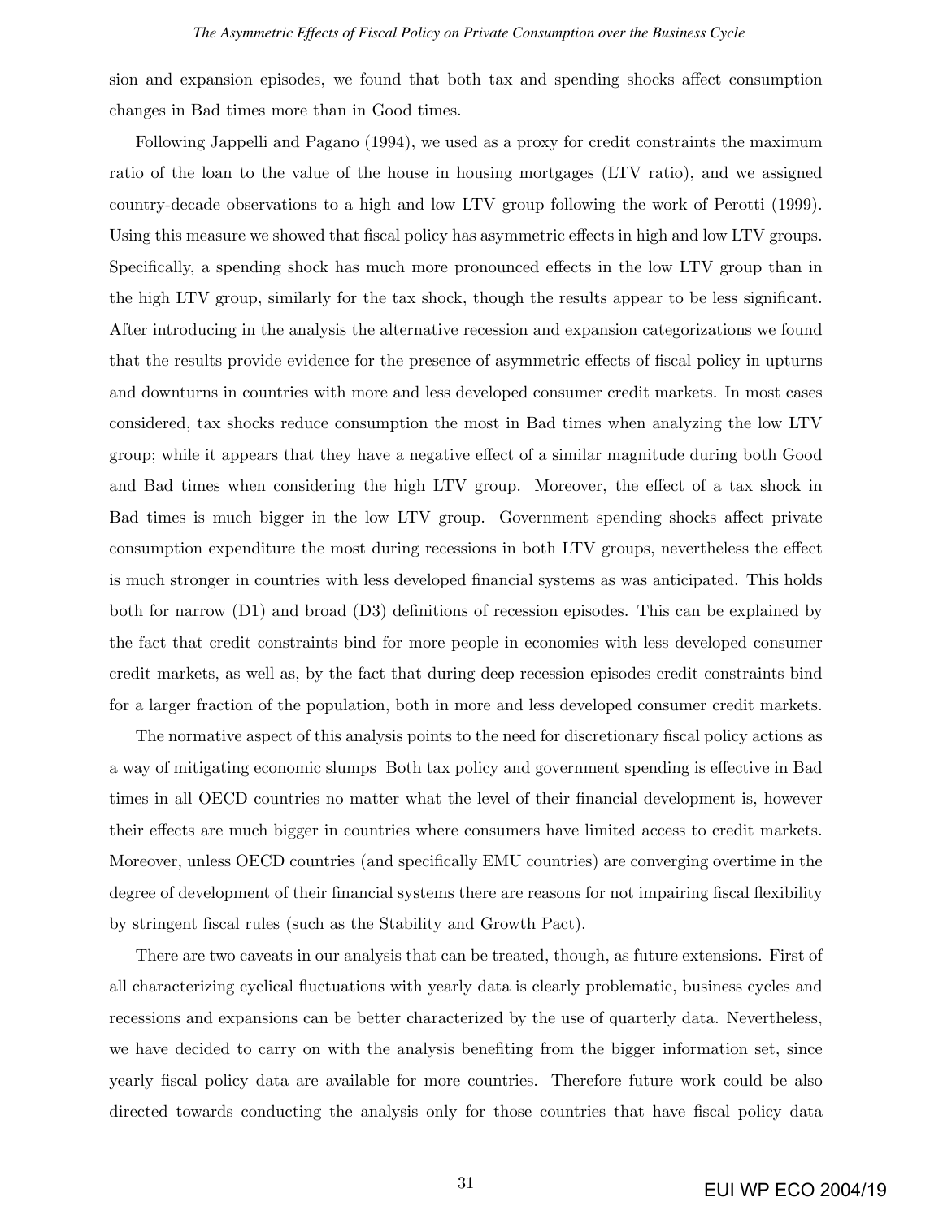sion and expansion episodes, we found that both tax and spending shocks affect consumption changes in Bad times more than in Good times.

Following Jappelli and Pagano (1994), we used as a proxy for credit constraints the maximum ratio of the loan to the value of the house in housing mortgages (LTV ratio), and we assigned country-decade observations to a high and low LTV group following the work of Perotti (1999). Using this measure we showed that fiscal policy has asymmetric effects in high and low LTV groups. Specifically, a spending shock has much more pronounced effects in the low LTV group than in the high LTV group, similarly for the tax shock, though the results appear to be less significant. After introducing in the analysis the alternative recession and expansion categorizations we found that the results provide evidence for the presence of asymmetric effects of fiscal policy in upturns and downturns in countries with more and less developed consumer credit markets. In most cases considered, tax shocks reduce consumption the most in Bad times when analyzing the low LTV group; while it appears that they have a negative effect of a similar magnitude during both Good and Bad times when considering the high LTV group. Moreover, the effect of a tax shock in Bad times is much bigger in the low LTV group. Government spending shocks affect private consumption expenditure the most during recessions in both LTV groups, nevertheless the effect is much stronger in countries with less developed financial systems as was anticipated. This holds both for narrow (D1) and broad (D3) definitions of recession episodes. This can be explained by the fact that credit constraints bind for more people in economies with less developed consumer credit markets, as well as, by the fact that during deep recession episodes credit constraints bind for a larger fraction of the population, both in more and less developed consumer credit markets.

The normative aspect of this analysis points to the need for discretionary fiscal policy actions as a way of mitigating economic slumps Both tax policy and government spending is effective in Bad times in all OECD countries no matter what the level of their financial development is, however their effects are much bigger in countries where consumers have limited access to credit markets. Moreover, unless OECD countries (and specifically EMU countries) are converging overtime in the degree of development of their financial systems there are reasons for not impairing fiscal flexibility by stringent fiscal rules (such as the Stability and Growth Pact).

There are two caveats in our analysis that can be treated, though, as future extensions. First of all characterizing cyclical fluctuations with yearly data is clearly problematic, business cycles and recessions and expansions can be better characterized by the use of quarterly data. Nevertheless, we have decided to carry on with the analysis benefiting from the bigger information set, since yearly fiscal policy data are available for more countries. Therefore future work could be also directed towards conducting the analysis only for those countries that have fiscal policy data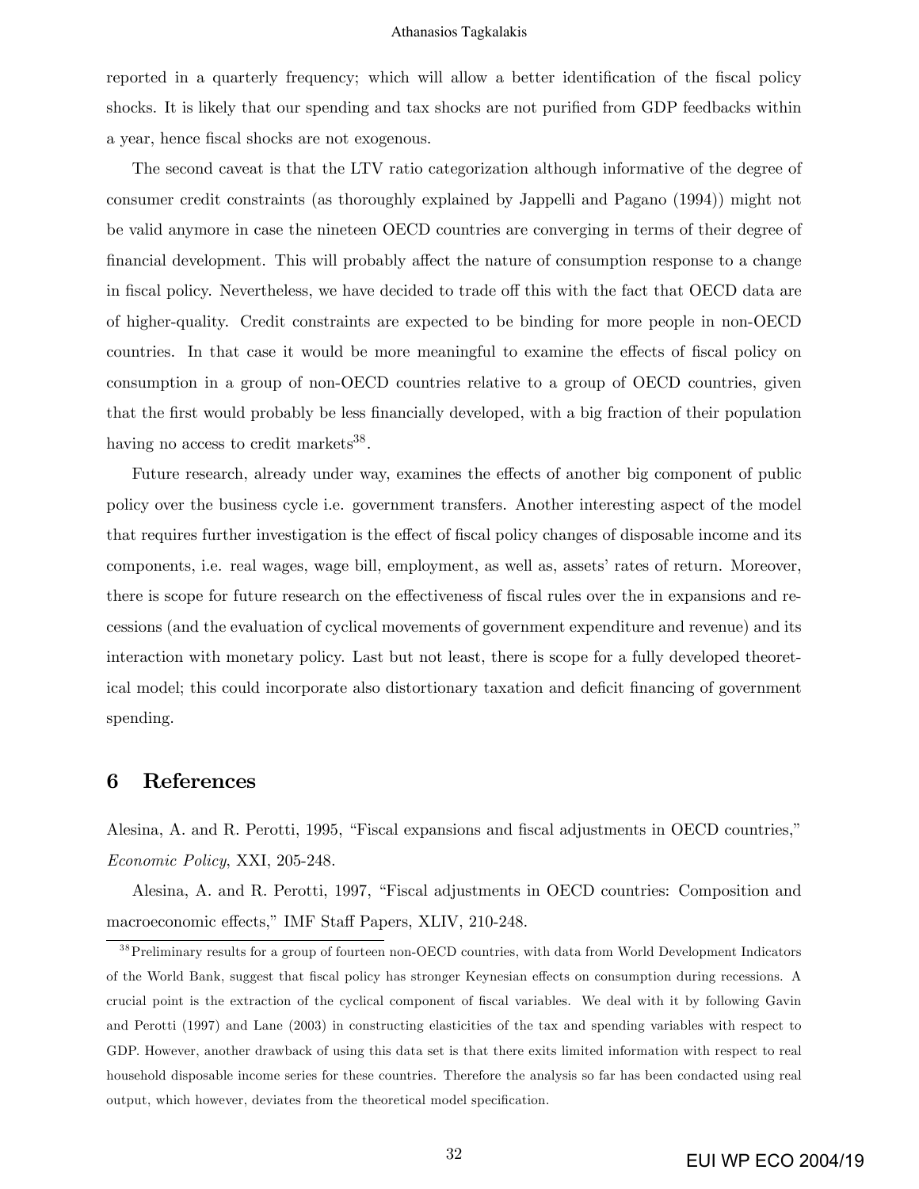reported in a quarterly frequency; which will allow a better identification of the fiscal policy shocks. It is likely that our spending and tax shocks are not purified from GDP feedbacks within a year, hence fiscal shocks are not exogenous.

The second caveat is that the LTV ratio categorization although informative of the degree of consumer credit constraints (as thoroughly explained by Jappelli and Pagano (1994)) might not be valid anymore in case the nineteen OECD countries are converging in terms of their degree of financial development. This will probably affect the nature of consumption response to a change in fiscal policy. Nevertheless, we have decided to trade off this with the fact that OECD data are of higher-quality. Credit constraints are expected to be binding for more people in non-OECD countries. In that case it would be more meaningful to examine the effects of fiscal policy on consumption in a group of non-OECD countries relative to a group of OECD countries, given that the first would probably be less financially developed, with a big fraction of their population having no access to credit markets[38].

Future research, already under way, examines the effects of another big component of public policy over the business cycle i.e. government transfers. Another interesting aspect of the model that requires further investigation is the effect of fiscal policy changes of disposable income and its components, i.e. real wages, wage bill, employment, as well as, assets' rates of return. Moreover, there is scope for future research on the effectiveness of fiscal rules over the in expansions and recessions (and the evaluation of cyclical movements of government expenditure and revenue) and its interaction with monetary policy. Last but not least, there is scope for a fully developed theoretical model; this could incorporate also distortionary taxation and deficit financing of government spending.

# 6 References

Alesina, A. and R. Perotti, 1995, "Fiscal expansions and fiscal adjustments in OECD countries," *Economic Policy*, XXI, 205-248.

Alesina, A. and R. Perotti, 1997, "Fiscal adjustments in OECD countries: Composition and macroeconomic effects," IMF Staff Papers, XLIV, 210-248.

[38] Preliminary results for a group of fourteen non-OECD countries, with data from World Development Indicators of the World Bank, suggest that fiscal policy has stronger Keynesian effects on consumption during recessions. A crucial point is the extraction of the cyclical component of fiscal variables. We deal with it by following Gavin and Perotti (1997) and Lane (2003) in constructing elasticities of the tax and spending variables with respect to GDP. However, another drawback of using this data set is that there exits limited information with respect to real household disposable income series for these countries. Therefore the analysis so far has been condacted using real output, which however, deviates from the theoretical model specification.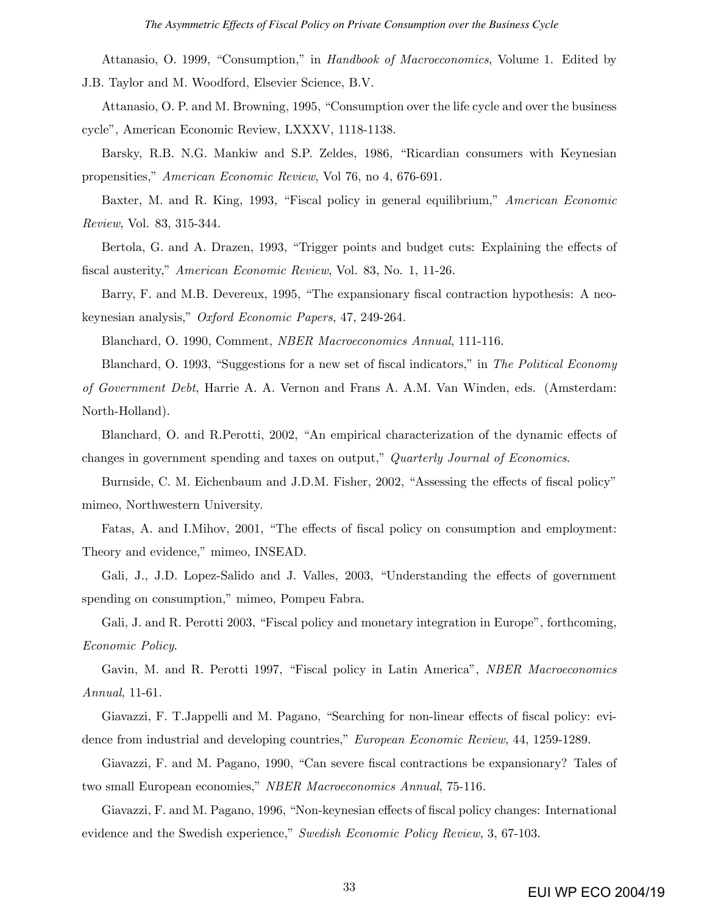Attanasio, O. 1999, "Consumption," in *Handbook of Macroeconomics*, Volume 1. Edited by J.B. Taylor and M. Woodford, Elsevier Science, B.V.

Attanasio, O. P. and M. Browning, 1995, "Consumption over the life cycle and over the business cycle", American Economic Review, LXXXV, 1118-1138.

Barsky, R.B. N.G. Mankiw and S.P. Zeldes, 1986, "Ricardian consumers with Keynesian propensities," *American Economic Review*, Vol 76, no 4, 676-691.

Baxter, M. and R. King, 1993, "Fiscal policy in general equilibrium," *American Economic Review*, Vol. 83, 315-344.

Bertola, G. and A. Drazen, 1993, "Trigger points and budget cuts: Explaining the effects of fiscal austerity," *American Economic Review*, Vol. 83, No. 1, 11-26.

Barry, F. and M.B. Devereux, 1995, "The expansionary fiscal contraction hypothesis: A neo-keynesian analysis," *Oxford Economic Papers*, 47, 249-264.

Blanchard, O. 1990, Comment, *NBER Macroeconomics Annual*, 111-116.

Blanchard, O. 1993, "Suggestions for a new set of fiscal indicators," in *The Political Economy of Government Debt*, Harrie A. A. Vernon and Frans A. A.M. Van Winden, eds. (Amsterdam: North-Holland).

Blanchard, O. and R.Perotti, 2002, "An empirical characterization of the dynamic effects of changes in government spending and taxes on output," *Quarterly Journal of Economics*.

Burnside, C. M. Eichenbaum and J.D.M. Fisher, 2002, "Assessing the effects of fiscal policy" mimeo, Northwestern University.

Fatas, A. and I.Mihov, 2001, "The effects of fiscal policy on consumption and employment: Theory and evidence," mimeo, INSEAD.

Gali, J., J.D. Lopez-Salido and J. Valles, 2003, "Understanding the effects of government spending on consumption," mimeo, Pompeu Fabra.

Gali, J. and R. Perotti 2003, "Fiscal policy and monetary integration in Europe", forthcoming, *Economic Policy*.

Gavin, M. and R. Perotti 1997, "Fiscal policy in Latin America", *NBER Macroeconomics Annual*, 11-61.

Giavazzi, F. T.Jappelli and M. Pagano, "Searching for non-linear effects of fiscal policy: evidence from industrial and developing countries," *European Economic Review*, 44, 1259-1289.

Giavazzi, F. and M. Pagano, 1990, "Can severe fiscal contractions be expansionary? Tales of two small European economies," *NBER Macroeconomics Annual*, 75-116.

Giavazzi, F. and M. Pagano, 1996, "Non-keynesian effects of fiscal policy changes: International evidence and the Swedish experience," *Swedish Economic Policy Review*, 3, 67-103.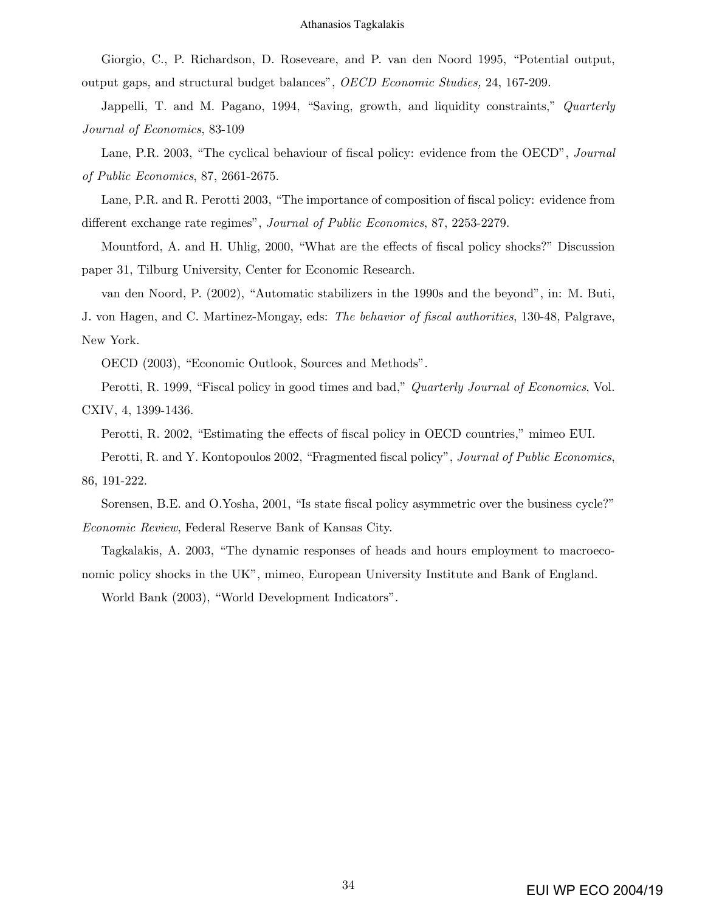Giorgio, C., P. Richardson, D. Roseveare, and P. van den Noord 1995, "Potential output, output gaps, and structural budget balances", *OECD Economic Studies,* 24, 167-209.

Jappelli, T. and M. Pagano, 1994, "Saving, growth, and liquidity constraints," *Quarterly Journal of Economics*, 83-109

Lane, P.R. 2003, "The cyclical behaviour of fiscal policy: evidence from the OECD", *Journal of Public Economics*, 87, 2661-2675.

Lane, P.R. and R. Perotti 2003, "The importance of composition of fiscal policy: evidence from different exchange rate regimes", *Journal of Public Economics*, 87, 2253-2279.

Mountford, A. and H. Uhlig, 2000, "What are the effects of fiscal policy shocks?" Discussion paper 31, Tilburg University, Center for Economic Research.

van den Noord, P. (2002), "Automatic stabilizers in the 1990s and the beyond", in: M. Buti, J. von Hagen, and C. Martinez-Mongay, eds: *The behavior of fiscal authorities*, 130-48, Palgrave, New York.

OECD (2003), "Economic Outlook, Sources and Methods".

Perotti, R. 1999, "Fiscal policy in good times and bad," *Quarterly Journal of Economics*, Vol. CXIV, 4, 1399-1436.

Perotti, R. 2002, "Estimating the effects of fiscal policy in OECD countries," mimeo EUI.

Perotti, R. and Y. Kontopoulos 2002, "Fragmented fiscal policy", *Journal of Public Economics*, 86, 191-222.

Sorensen, B.E. and O.Yosha, 2001, "Is state fiscal policy asymmetric over the business cycle?" *Economic Review*, Federal Reserve Bank of Kansas City.

Tagkalakis, A. 2003, "The dynamic responses of heads and hours employment to macroeconomic policy shocks in the UK", mimeo, European University Institute and Bank of England.

World Bank (2003), "World Development Indicators".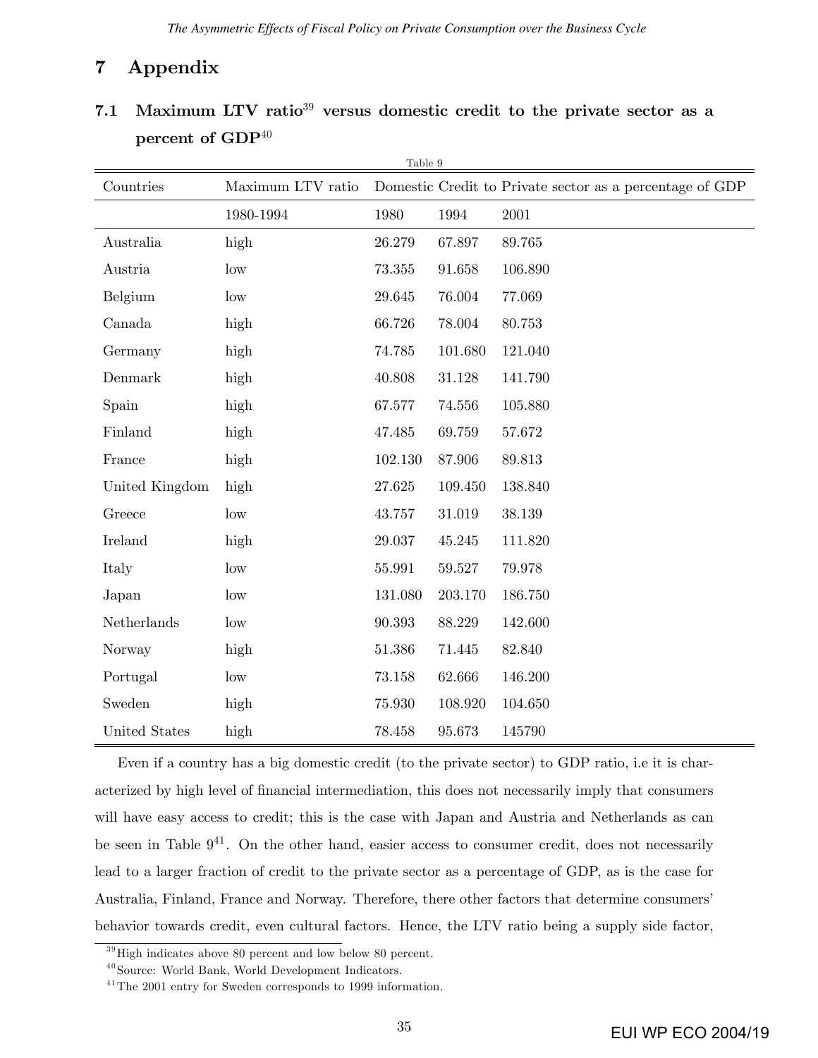# 7 Appendix

## 7.1 Maximum LTV ratio[39] versus domestic credit to the private sector as a percent of GDP[40]

Table 9

| Countries | Maximum LTV ratio | Domestic Credit to Private sector as a percentage of GDP | | |
|---|---|---|---|---|
| | 1980-1994 | 1980 | 1994 | 2001 |
| Australia | high | 26.279 | 67.897 | 89.765 |
| Austria | low | 73.355 | 91.658 | 106.890 |
| Belgium | low | 29.645 | 76.004 | 77.069 |
| Canada | high | 66.726 | 78.004 | 80.753 |
| Germany | high | 74.785 | 101.680 | 121.040 |
| Denmark | high | 40.808 | 31.128 | 141.790 |
| Spain | high | 67.577 | 74.556 | 105.880 |
| Finland | high | 47.485 | 69.759 | 57.672 |
| France | high | 102.130 | 87.906 | 89.813 |
| United Kingdom | high | 27.625 | 109.450 | 138.840 |
| Greece | low | 43.757 | 31.019 | 38.139 |
| Ireland | high | 29.037 | 45.245 | 111.820 |
| Italy | low | 55.991 | 59.527 | 79.978 |
| Japan | low | 131.080 | 203.170 | 186.750 |
| Netherlands | low | 90.393 | 88.229 | 142.600 |
| Norway | high | 51.386 | 71.445 | 82.840 |
| Portugal | low | 73.158 | 62.666 | 146.200 |
| Sweden | high | 75.930 | 108.920 | 104.650 |
| United States | high | 78.458 | 95.673 | 145790 |

Even if a country has a big domestic credit (to the private sector) to GDP ratio, i.e it is characterized by high level of financial intermediation, this does not necessarily imply that consumers will have easy access to credit; this is the case with Japan and Austria and Netherlands as can be seen in Table 9[41]. On the other hand, easier access to consumer credit, does not necessarily lead to a larger fraction of credit to the private sector as a percentage of GDP, as is the case for Australia, Finland, France and Norway. Therefore, there other factors that determine consumers' behavior towards credit, even cultural factors. Hence, the LTV ratio being a supply side factor,

[39] High indicates above 80 percent and low below 80 percent.

[40] Source: World Bank, World Development Indicators.

[41] The 2001 entry for Sweden corresponds to 1999 information.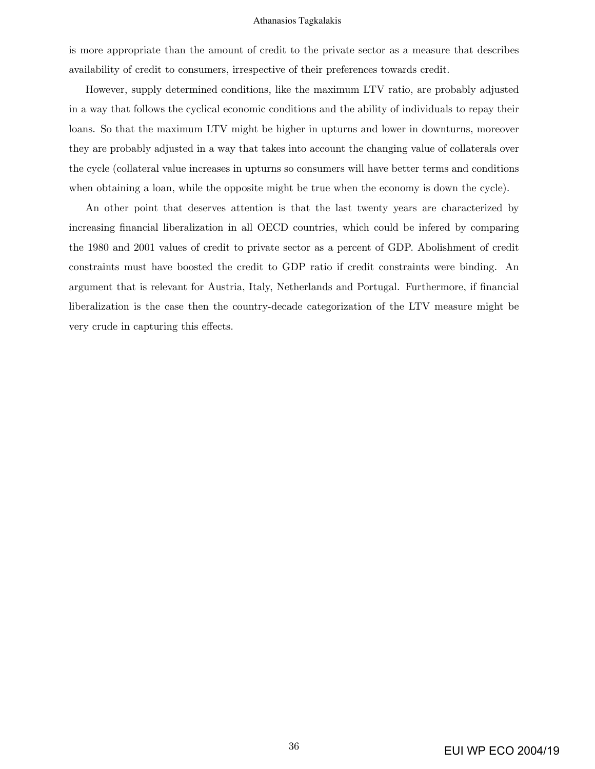is more appropriate than the amount of credit to the private sector as a measure that describes availability of credit to consumers, irrespective of their preferences towards credit.

However, supply determined conditions, like the maximum LTV ratio, are probably adjusted in a way that follows the cyclical economic conditions and the ability of individuals to repay their loans. So that the maximum LTV might be higher in upturns and lower in downturns, moreover they are probably adjusted in a way that takes into account the changing value of collaterals over the cycle (collateral value increases in upturns so consumers will have better terms and conditions when obtaining a loan, while the opposite might be true when the economy is down the cycle).

An other point that deserves attention is that the last twenty years are characterized by increasing financial liberalization in all OECD countries, which could be infered by comparing the 1980 and 2001 values of credit to private sector as a percent of GDP. Abolishment of credit constraints must have boosted the credit to GDP ratio if credit constraints were binding. An argument that is relevant for Austria, Italy, Netherlands and Portugal. Furthermore, if financial liberalization is the case then the country-decade categorization of the LTV measure might be very crude in capturing this effects.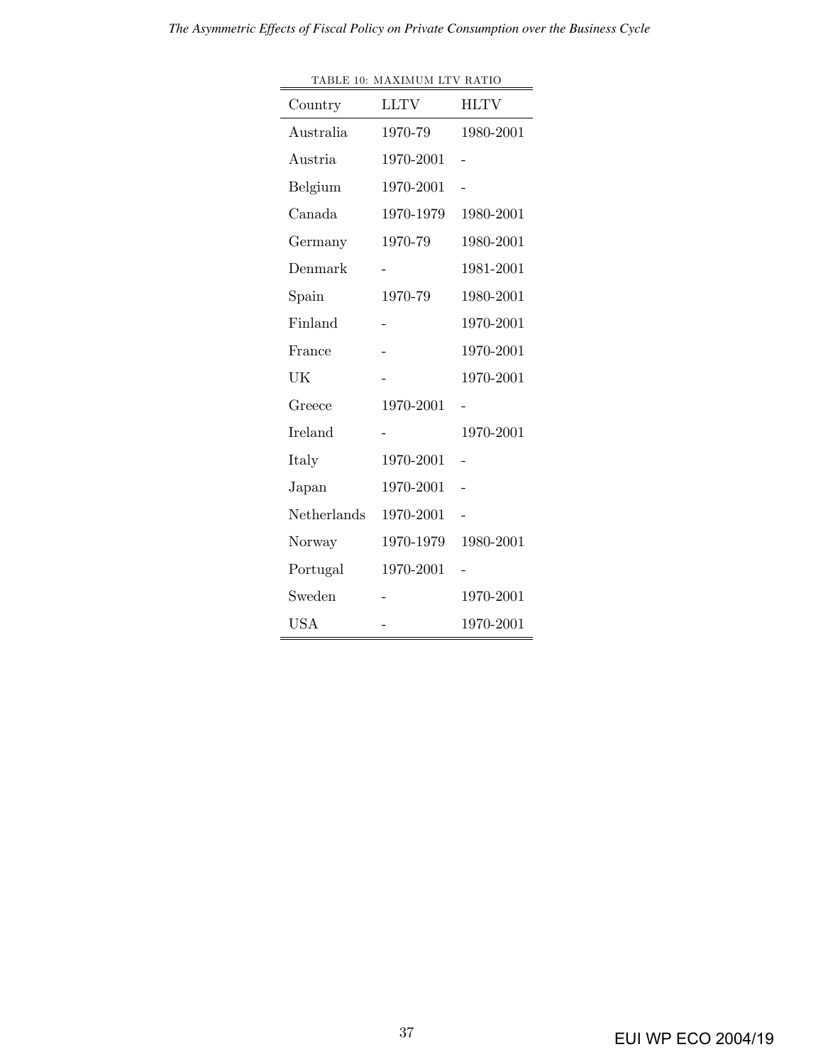Table 10: Maximum LTV Ratio

| Country | LLTV | HLTV |
|---|---|---|
| Australia | 1970-79 | 1980-2001 |
| Austria | 1970-2001 | - |
| Belgium | 1970-2001 | - |
| Canada | 1970-1979 | 1980-2001 |
| Germany | 1970-79 | 1980-2001 |
| Denmark | - | 1981-2001 |
| Spain | 1970-79 | 1980-2001 |
| Finland | - | 1970-2001 |
| France | - | 1970-2001 |
| UK | - | 1970-2001 |
| Greece | 1970-2001 | - |
| Ireland | - | 1970-2001 |
| Italy | 1970-2001 | - |
| Japan | 1970-2001 | - |
| Netherlands | 1970-2001 | - |
| Norway | 1970-1979 | 1980-2001 |
| Portugal | 1970-2001 | - |
| Sweden | - | 1970-2001 |
| USA | - | 1970-2001 |